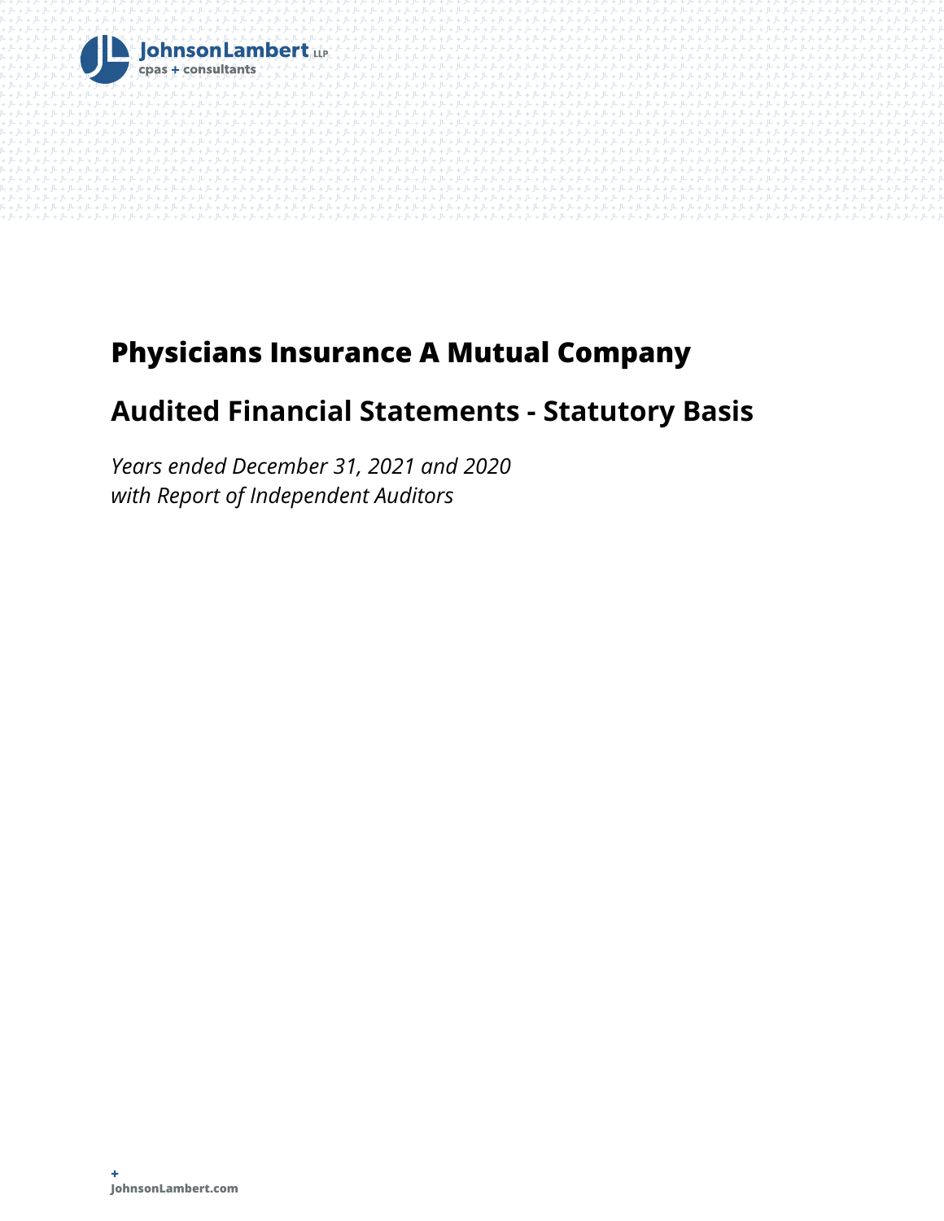JohnsonLambert LLP
cpas + consultants

# Physicians Insurance A Mutual Company

## Audited Financial Statements - Statutory Basis

*Years ended December 31, 2021 and 2020*
*with Report of Independent Auditors*

+
**JohnsonLambert.com**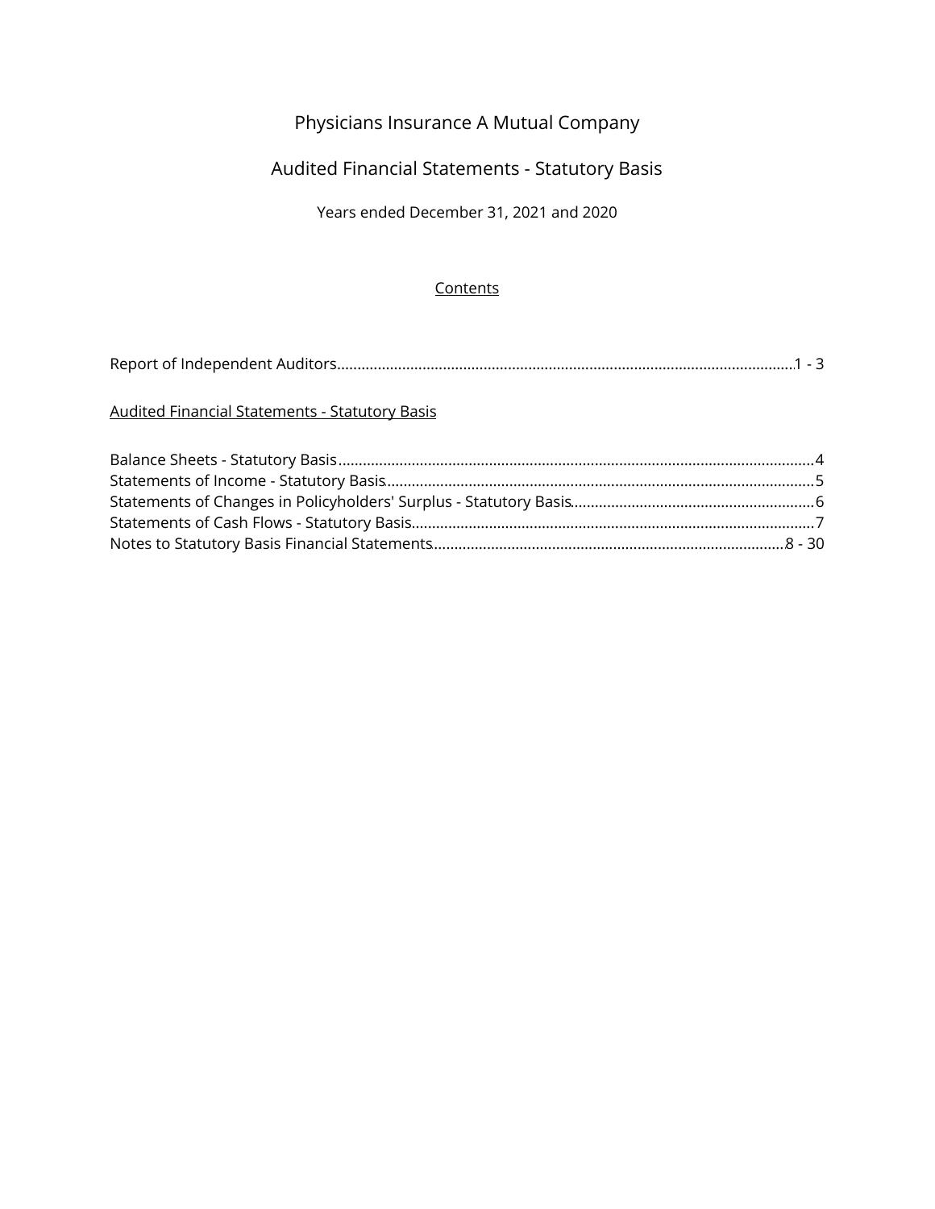# Physicians Insurance A Mutual Company

## Audited Financial Statements - Statutory Basis

Years ended December 31, 2021 and 2020

### Contents

| | |
|---|---|
| Report of Independent Auditors | 1 - 3 |

**Audited Financial Statements - Statutory Basis**

| | |
|---|---|
| Balance Sheets - Statutory Basis | 4 |
| Statements of Income - Statutory Basis | 5 |
| Statements of Changes in Policyholders' Surplus - Statutory Basis | 6 |
| Statements of Cash Flows - Statutory Basis | 7 |
| Notes to Statutory Basis Financial Statements | 8 - 30 |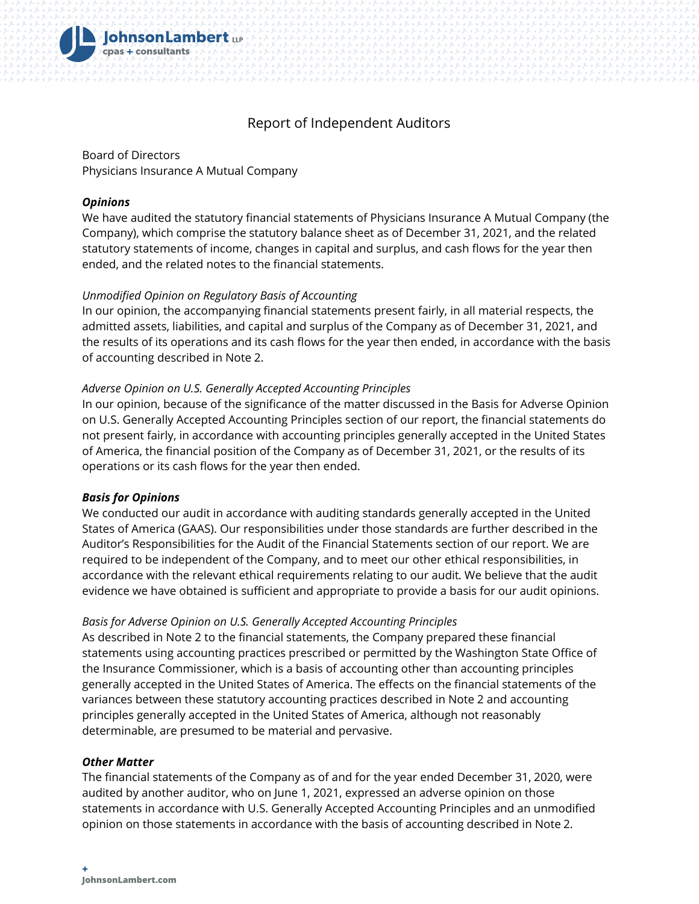# Report of Independent Auditors

Board of Directors
Physicians Insurance A Mutual Company

***Opinions***

We have audited the statutory financial statements of Physicians Insurance A Mutual Company (the Company), which comprise the statutory balance sheet as of December 31, 2021, and the related statutory statements of income, changes in capital and surplus, and cash flows for the year then ended, and the related notes to the financial statements.

*Unmodified Opinion on Regulatory Basis of Accounting*

In our opinion, the accompanying financial statements present fairly, in all material respects, the admitted assets, liabilities, and capital and surplus of the Company as of December 31, 2021, and the results of its operations and its cash flows for the year then ended, in accordance with the basis of accounting described in Note 2.

*Adverse Opinion on U.S. Generally Accepted Accounting Principles*

In our opinion, because of the significance of the matter discussed in the Basis for Adverse Opinion on U.S. Generally Accepted Accounting Principles section of our report, the financial statements do not present fairly, in accordance with accounting principles generally accepted in the United States of America, the financial position of the Company as of December 31, 2021, or the results of its operations or its cash flows for the year then ended.

***Basis for Opinions***

We conducted our audit in accordance with auditing standards generally accepted in the United States of America (GAAS). Our responsibilities under those standards are further described in the Auditor's Responsibilities for the Audit of the Financial Statements section of our report. We are required to be independent of the Company, and to meet our other ethical responsibilities, in accordance with the relevant ethical requirements relating to our audit. We believe that the audit evidence we have obtained is sufficient and appropriate to provide a basis for our audit opinions.

*Basis for Adverse Opinion on U.S. Generally Accepted Accounting Principles*

As described in Note 2 to the financial statements, the Company prepared these financial statements using accounting practices prescribed or permitted by the Washington State Office of the Insurance Commissioner, which is a basis of accounting other than accounting principles generally accepted in the United States of America. The effects on the financial statements of the variances between these statutory accounting practices described in Note 2 and accounting principles generally accepted in the United States of America, although not reasonably determinable, are presumed to be material and pervasive.

***Other Matter***

The financial statements of the Company as of and for the year ended December 31, 2020, were audited by another auditor, who on June 1, 2021, expressed an adverse opinion on those statements in accordance with U.S. Generally Accepted Accounting Principles and an unmodified opinion on those statements in accordance with the basis of accounting described in Note 2.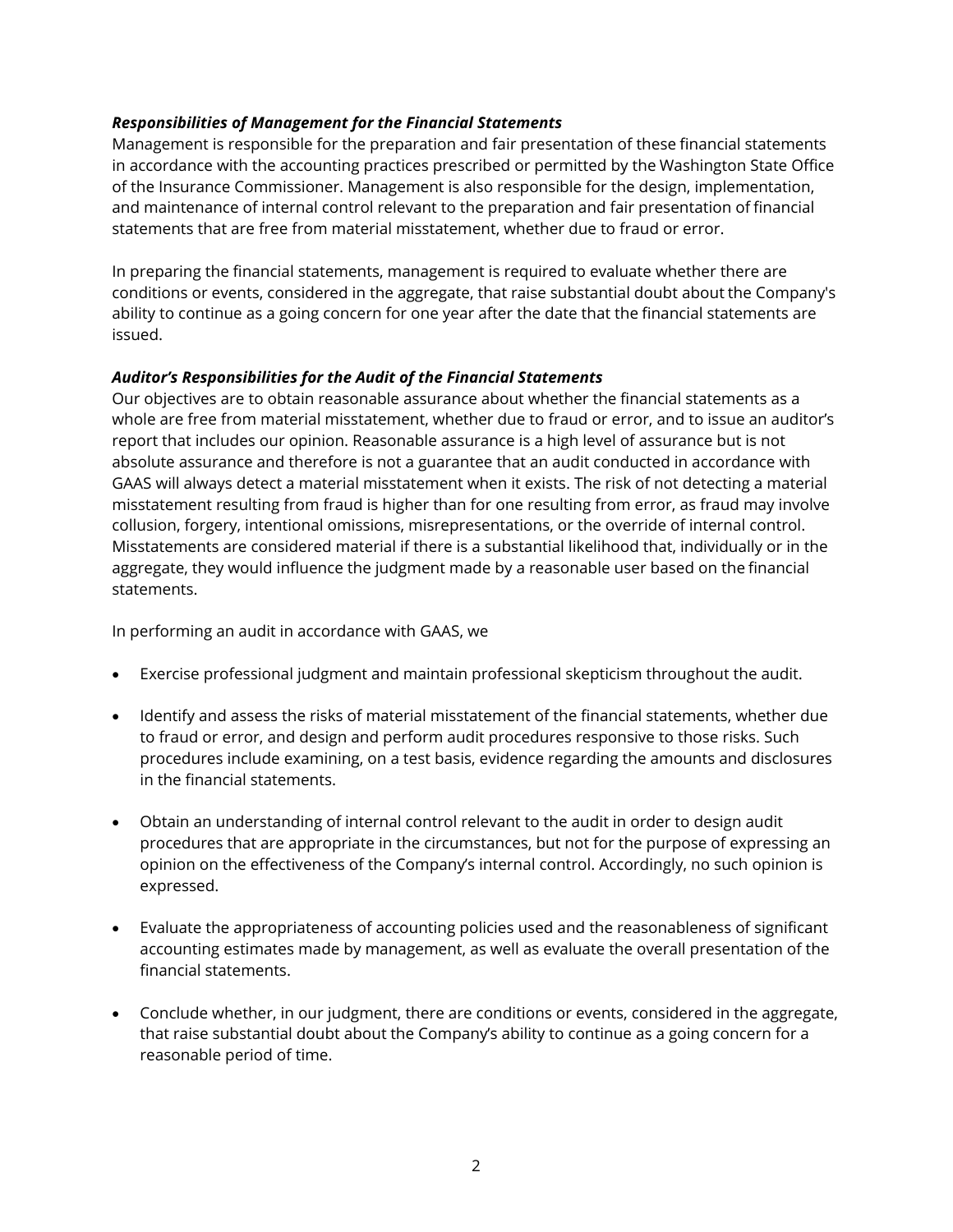***Responsibilities of Management for the Financial Statements***

Management is responsible for the preparation and fair presentation of these financial statements in accordance with the accounting practices prescribed or permitted by the Washington State Office of the Insurance Commissioner. Management is also responsible for the design, implementation, and maintenance of internal control relevant to the preparation and fair presentation of financial statements that are free from material misstatement, whether due to fraud or error.

In preparing the financial statements, management is required to evaluate whether there are conditions or events, considered in the aggregate, that raise substantial doubt about the Company's ability to continue as a going concern for one year after the date that the financial statements are issued.

***Auditor's Responsibilities for the Audit of the Financial Statements***

Our objectives are to obtain reasonable assurance about whether the financial statements as a whole are free from material misstatement, whether due to fraud or error, and to issue an auditor's report that includes our opinion. Reasonable assurance is a high level of assurance but is not absolute assurance and therefore is not a guarantee that an audit conducted in accordance with GAAS will always detect a material misstatement when it exists. The risk of not detecting a material misstatement resulting from fraud is higher than for one resulting from error, as fraud may involve collusion, forgery, intentional omissions, misrepresentations, or the override of internal control. Misstatements are considered material if there is a substantial likelihood that, individually or in the aggregate, they would influence the judgment made by a reasonable user based on the financial statements.

In performing an audit in accordance with GAAS, we

- Exercise professional judgment and maintain professional skepticism throughout the audit.
- Identify and assess the risks of material misstatement of the financial statements, whether due to fraud or error, and design and perform audit procedures responsive to those risks. Such procedures include examining, on a test basis, evidence regarding the amounts and disclosures in the financial statements.
- Obtain an understanding of internal control relevant to the audit in order to design audit procedures that are appropriate in the circumstances, but not for the purpose of expressing an opinion on the effectiveness of the Company's internal control. Accordingly, no such opinion is expressed.
- Evaluate the appropriateness of accounting policies used and the reasonableness of significant accounting estimates made by management, as well as evaluate the overall presentation of the financial statements.
- Conclude whether, in our judgment, there are conditions or events, considered in the aggregate, that raise substantial doubt about the Company's ability to continue as a going concern for a reasonable period of time.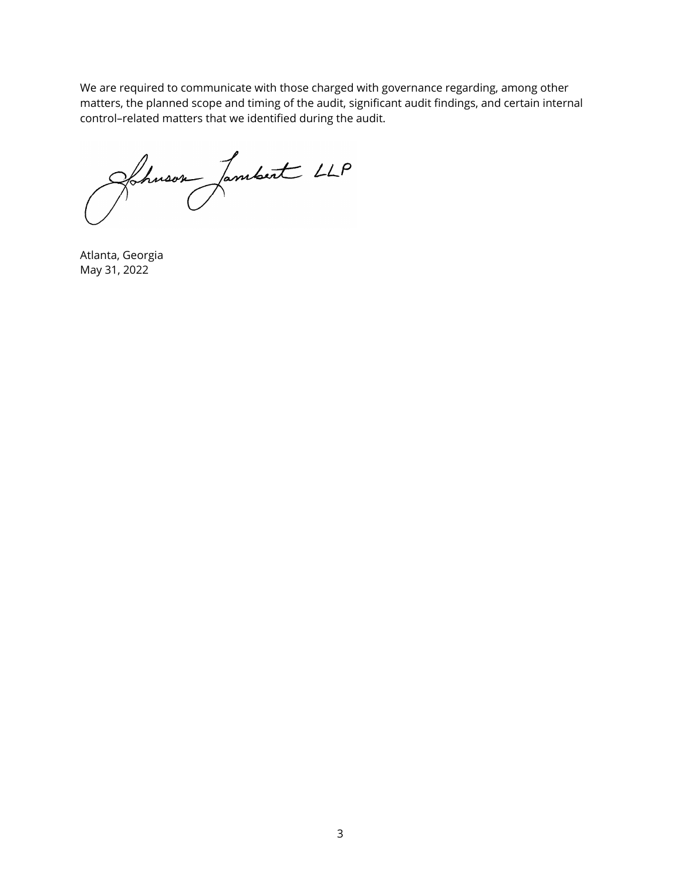We are required to communicate with those charged with governance regarding, among other matters, the planned scope and timing of the audit, significant audit findings, and certain internal control–related matters that we identified during the audit.

Johnson Lambert LLP

Atlanta, Georgia
May 31, 2022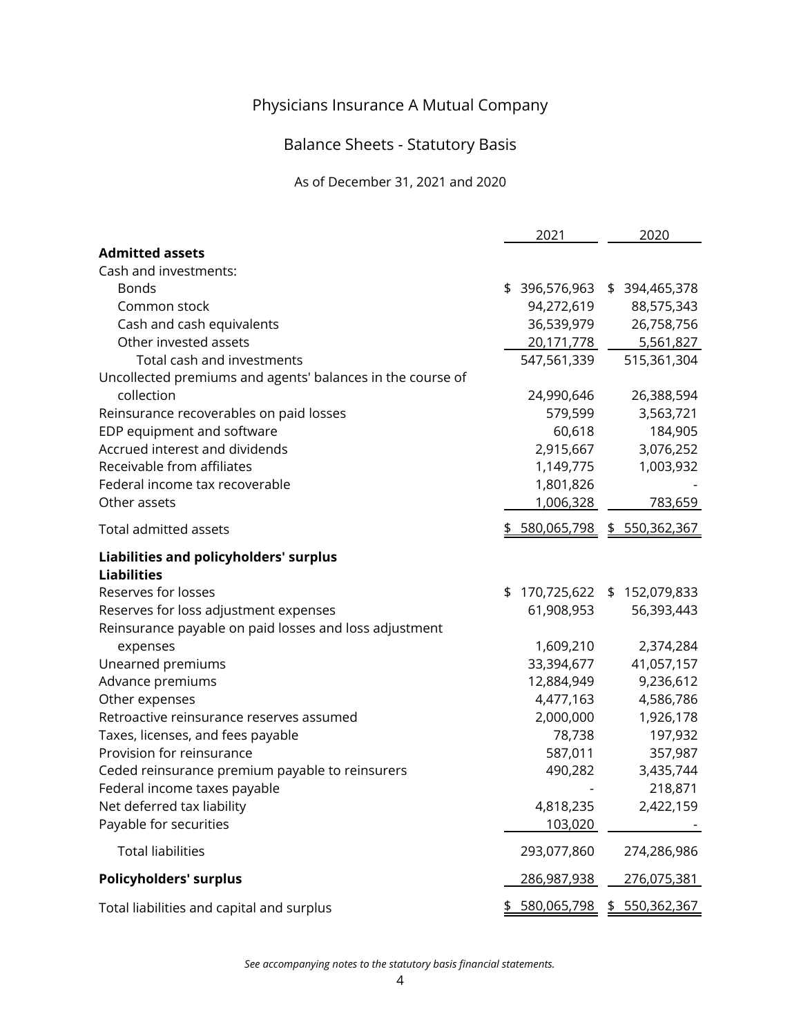# Physicians Insurance A Mutual Company

## Balance Sheets - Statutory Basis

As of December 31, 2021 and 2020

| | 2021 | 2020 |
|---|---|---|
| **Admitted assets** | | |
| Cash and investments: | | |
| Bonds | $ 396,576,963 | $ 394,465,378 |
| Common stock | 94,272,619 | 88,575,343 |
| Cash and cash equivalents | 36,539,979 | 26,758,756 |
| Other invested assets | 20,171,778 | 5,561,827 |
| Total cash and investments | 547,561,339 | 515,361,304 |
| Uncollected premiums and agents' balances in the course of collection | 24,990,646 | 26,388,594 |
| Reinsurance recoverables on paid losses | 579,599 | 3,563,721 |
| EDP equipment and software | 60,618 | 184,905 |
| Accrued interest and dividends | 2,915,667 | 3,076,252 |
| Receivable from affiliates | 1,149,775 | 1,003,932 |
| Federal income tax recoverable | 1,801,826 | - |
| Other assets | 1,006,328 | 783,659 |
| Total admitted assets | $ 580,065,798 | $ 550,362,367 |
| **Liabilities and policyholders' surplus** | | |
| **Liabilities** | | |
| Reserves for losses | $ 170,725,622 | $ 152,079,833 |
| Reserves for loss adjustment expenses | 61,908,953 | 56,393,443 |
| Reinsurance payable on paid losses and loss adjustment expenses | 1,609,210 | 2,374,284 |
| Unearned premiums | 33,394,677 | 41,057,157 |
| Advance premiums | 12,884,949 | 9,236,612 |
| Other expenses | 4,477,163 | 4,586,786 |
| Retroactive reinsurance reserves assumed | 2,000,000 | 1,926,178 |
| Taxes, licenses, and fees payable | 78,738 | 197,932 |
| Provision for reinsurance | 587,011 | 357,987 |
| Ceded reinsurance premium payable to reinsurers | 490,282 | 3,435,744 |
| Federal income taxes payable | - | 218,871 |
| Net deferred tax liability | 4,818,235 | 2,422,159 |
| Payable for securities | 103,020 | - |
| Total liabilities | 293,077,860 | 274,286,986 |
| **Policyholders' surplus** | 286,987,938 | 276,075,381 |
| Total liabilities and capital and surplus | $ 580,065,798 | $ 550,362,367 |

*See accompanying notes to the statutory basis financial statements.*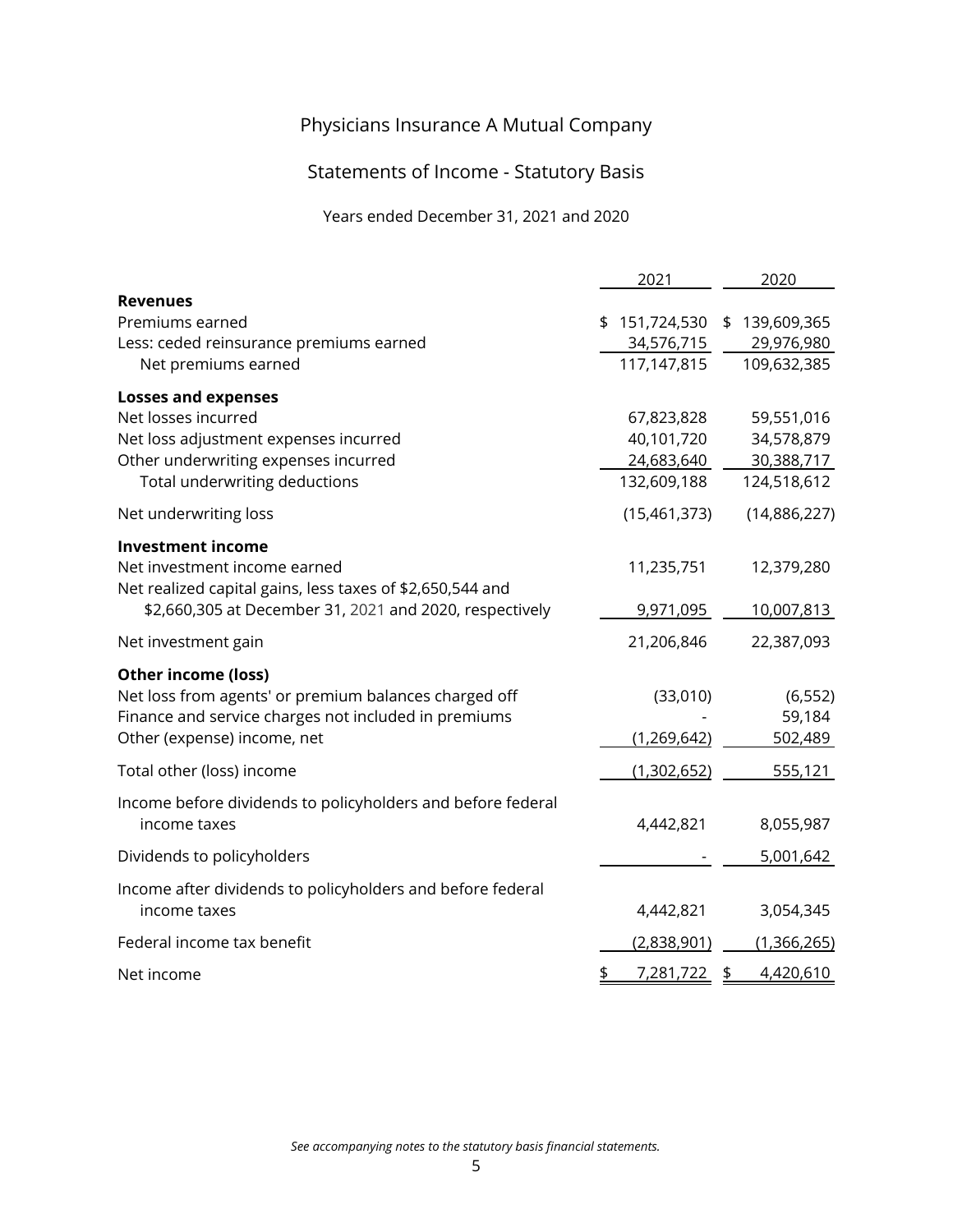# Physicians Insurance A Mutual Company

## Statements of Income - Statutory Basis

Years ended December 31, 2021 and 2020

| | 2021 | 2020 |
|---|---|---|
| **Revenues** | | |
| Premiums earned | $ 151,724,530 | $ 139,609,365 |
| Less: ceded reinsurance premiums earned | 34,576,715 | 29,976,980 |
| Net premiums earned | 117,147,815 | 109,632,385 |
| **Losses and expenses** | | |
| Net losses incurred | 67,823,828 | 59,551,016 |
| Net loss adjustment expenses incurred | 40,101,720 | 34,578,879 |
| Other underwriting expenses incurred | 24,683,640 | 30,388,717 |
| Total underwriting deductions | 132,609,188 | 124,518,612 |
| Net underwriting loss | (15,461,373) | (14,886,227) |
| **Investment income** | | |
| Net investment income earned | 11,235,751 | 12,379,280 |
| Net realized capital gains, less taxes of $2,650,544 and $2,660,305 at December 31, 2021 and 2020, respectively | 9,971,095 | 10,007,813 |
| Net investment gain | 21,206,846 | 22,387,093 |
| **Other income (loss)** | | |
| Net loss from agents' or premium balances charged off | (33,010) | (6,552) |
| Finance and service charges not included in premiums | - | 59,184 |
| Other (expense) income, net | (1,269,642) | 502,489 |
| Total other (loss) income | (1,302,652) | 555,121 |
| Income before dividends to policyholders and before federal income taxes | 4,442,821 | 8,055,987 |
| Dividends to policyholders | - | 5,001,642 |
| Income after dividends to policyholders and before federal income taxes | 4,442,821 | 3,054,345 |
| Federal income tax benefit | (2,838,901) | (1,366,265) |
| Net income | $ 7,281,722 | $ 4,420,610 |

*See accompanying notes to the statutory basis financial statements.*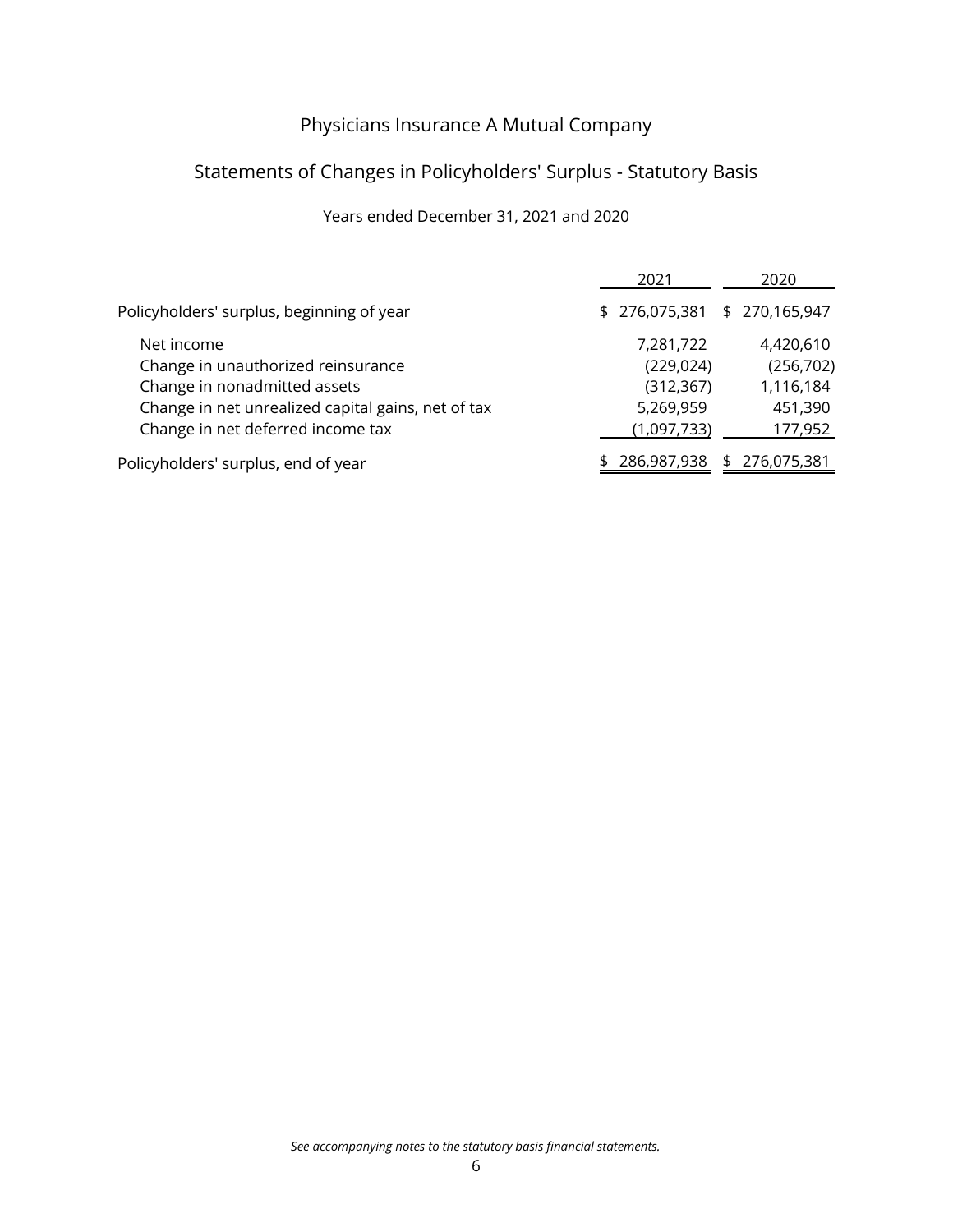# Physicians Insurance A Mutual Company

## Statements of Changes in Policyholders' Surplus - Statutory Basis

Years ended December 31, 2021 and 2020

| | 2021 | 2020 |
|---|---|---|
| Policyholders' surplus, beginning of year | $ 276,075,381 | $ 270,165,947 |
| Net income | 7,281,722 | 4,420,610 |
| Change in unauthorized reinsurance | (229,024) | (256,702) |
| Change in nonadmitted assets | (312,367) | 1,116,184 |
| Change in net unrealized capital gains, net of tax | 5,269,959 | 451,390 |
| Change in net deferred income tax | (1,097,733) | 177,952 |
| Policyholders' surplus, end of year | $ 286,987,938 | $ 276,075,381 |

*See accompanying notes to the statutory basis financial statements.*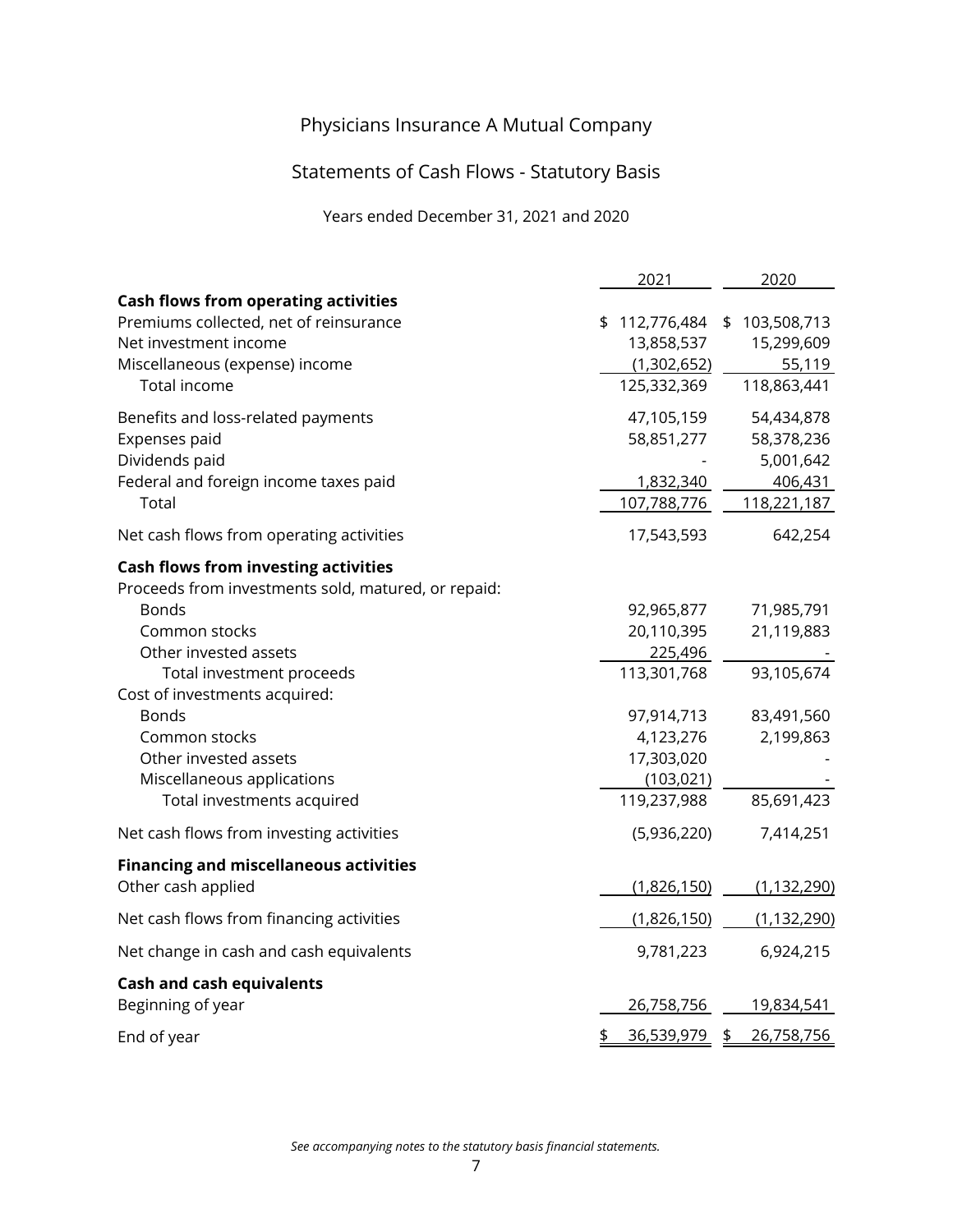# Physicians Insurance A Mutual Company

## Statements of Cash Flows - Statutory Basis

Years ended December 31, 2021 and 2020

| | 2021 | 2020 |
|---|---|---|
| **Cash flows from operating activities** | | |
| Premiums collected, net of reinsurance | $ 112,776,484 | $ 103,508,713 |
| Net investment income | 13,858,537 | 15,299,609 |
| Miscellaneous (expense) income | (1,302,652) | 55,119 |
| Total income | 125,332,369 | 118,863,441 |
| Benefits and loss-related payments | 47,105,159 | 54,434,878 |
| Expenses paid | 58,851,277 | 58,378,236 |
| Dividends paid | - | 5,001,642 |
| Federal and foreign income taxes paid | 1,832,340 | 406,431 |
| Total | 107,788,776 | 118,221,187 |
| Net cash flows from operating activities | 17,543,593 | 642,254 |
| **Cash flows from investing activities** | | |
| Proceeds from investments sold, matured, or repaid: | | |
| Bonds | 92,965,877 | 71,985,791 |
| Common stocks | 20,110,395 | 21,119,883 |
| Other invested assets | 225,496 | - |
| Total investment proceeds | 113,301,768 | 93,105,674 |
| Cost of investments acquired: | | |
| Bonds | 97,914,713 | 83,491,560 |
| Common stocks | 4,123,276 | 2,199,863 |
| Other invested assets | 17,303,020 | - |
| Miscellaneous applications | (103,021) | - |
| Total investments acquired | 119,237,988 | 85,691,423 |
| Net cash flows from investing activities | (5,936,220) | 7,414,251 |
| **Financing and miscellaneous activities** | | |
| Other cash applied | (1,826,150) | (1,132,290) |
| Net cash flows from financing activities | (1,826,150) | (1,132,290) |
| Net change in cash and cash equivalents | 9,781,223 | 6,924,215 |
| **Cash and cash equivalents** | | |
| Beginning of year | 26,758,756 | 19,834,541 |
| End of year | $ 36,539,979 | $ 26,758,756 |

*See accompanying notes to the statutory basis financial statements.*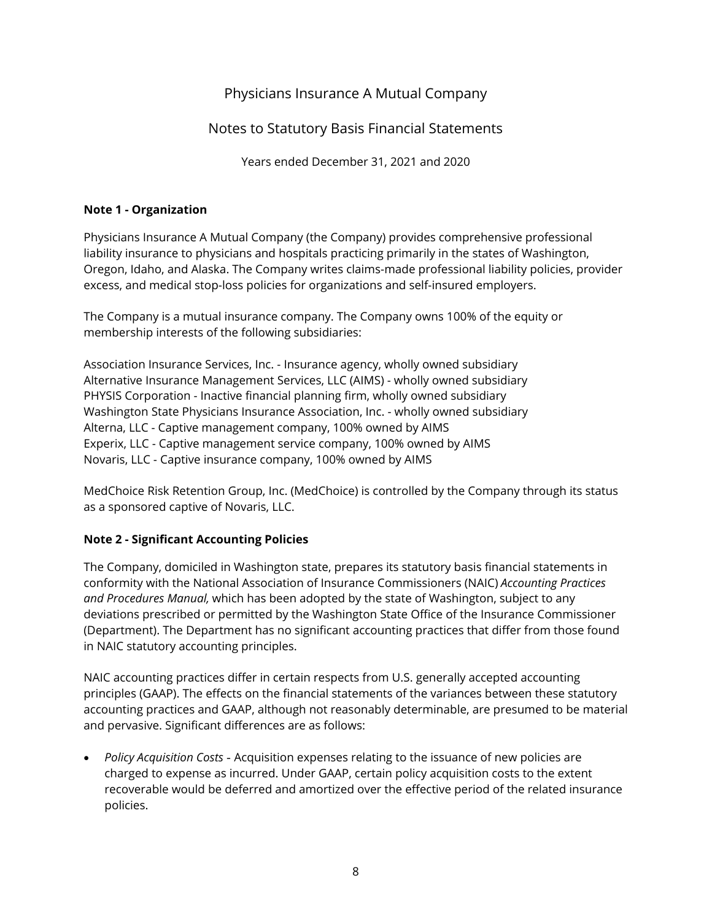# Physicians Insurance A Mutual Company

## Notes to Statutory Basis Financial Statements

Years ended December 31, 2021 and 2020

### Note 1 - Organization

Physicians Insurance A Mutual Company (the Company) provides comprehensive professional liability insurance to physicians and hospitals practicing primarily in the states of Washington, Oregon, Idaho, and Alaska. The Company writes claims-made professional liability policies, provider excess, and medical stop-loss policies for organizations and self-insured employers.

The Company is a mutual insurance company. The Company owns 100% of the equity or membership interests of the following subsidiaries:

Association Insurance Services, Inc. - Insurance agency, wholly owned subsidiary
Alternative Insurance Management Services, LLC (AIMS) - wholly owned subsidiary
PHYSIS Corporation - Inactive financial planning firm, wholly owned subsidiary
Washington State Physicians Insurance Association, Inc. - wholly owned subsidiary
Alterna, LLC - Captive management company, 100% owned by AIMS
Experix, LLC - Captive management service company, 100% owned by AIMS
Novaris, LLC - Captive insurance company, 100% owned by AIMS

MedChoice Risk Retention Group, Inc. (MedChoice) is controlled by the Company through its status as a sponsored captive of Novaris, LLC.

### Note 2 - Significant Accounting Policies

The Company, domiciled in Washington state, prepares its statutory basis financial statements in conformity with the National Association of Insurance Commissioners (NAIC) *Accounting Practices and Procedures Manual,* which has been adopted by the state of Washington, subject to any deviations prescribed or permitted by the Washington State Office of the Insurance Commissioner (Department). The Department has no significant accounting practices that differ from those found in NAIC statutory accounting principles.

NAIC accounting practices differ in certain respects from U.S. generally accepted accounting principles (GAAP). The effects on the financial statements of the variances between these statutory accounting practices and GAAP, although not reasonably determinable, are presumed to be material and pervasive. Significant differences are as follows:

- *Policy Acquisition Costs* - Acquisition expenses relating to the issuance of new policies are charged to expense as incurred. Under GAAP, certain policy acquisition costs to the extent recoverable would be deferred and amortized over the effective period of the related insurance policies.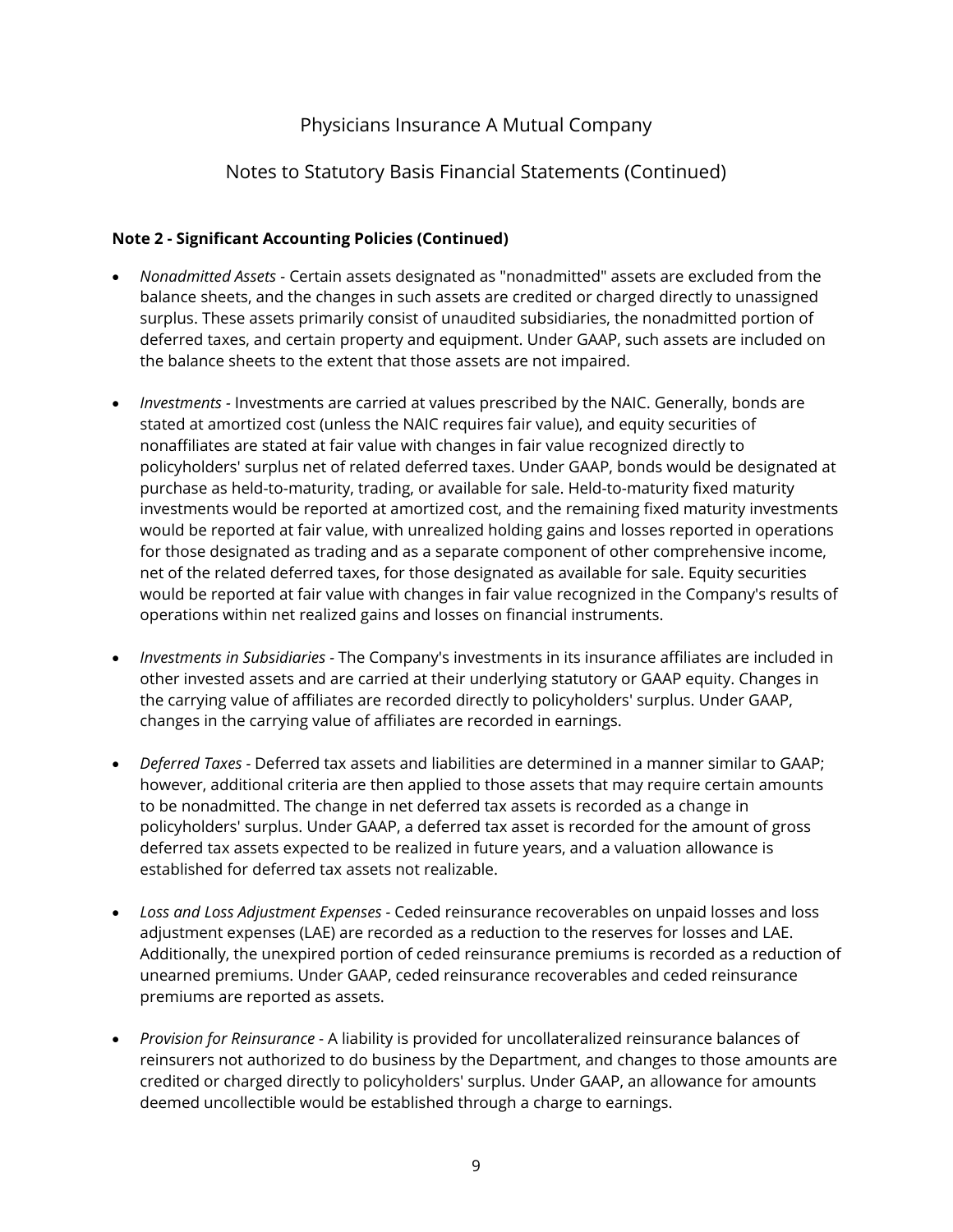### Note 2 - Significant Accounting Policies (Continued)

- *Nonadmitted Assets* - Certain assets designated as "nonadmitted" assets are excluded from the balance sheets, and the changes in such assets are credited or charged directly to unassigned surplus. These assets primarily consist of unaudited subsidiaries, the nonadmitted portion of deferred taxes, and certain property and equipment. Under GAAP, such assets are included on the balance sheets to the extent that those assets are not impaired.

- *Investments* - Investments are carried at values prescribed by the NAIC. Generally, bonds are stated at amortized cost (unless the NAIC requires fair value), and equity securities of nonaffiliates are stated at fair value with changes in fair value recognized directly to policyholders' surplus net of related deferred taxes. Under GAAP, bonds would be designated at purchase as held-to-maturity, trading, or available for sale. Held-to-maturity fixed maturity investments would be reported at amortized cost, and the remaining fixed maturity investments would be reported at fair value, with unrealized holding gains and losses reported in operations for those designated as trading and as a separate component of other comprehensive income, net of the related deferred taxes, for those designated as available for sale. Equity securities would be reported at fair value with changes in fair value recognized in the Company's results of operations within net realized gains and losses on financial instruments.

- *Investments in Subsidiaries* - The Company's investments in its insurance affiliates are included in other invested assets and are carried at their underlying statutory or GAAP equity. Changes in the carrying value of affiliates are recorded directly to policyholders' surplus. Under GAAP, changes in the carrying value of affiliates are recorded in earnings.

- *Deferred Taxes* - Deferred tax assets and liabilities are determined in a manner similar to GAAP; however, additional criteria are then applied to those assets that may require certain amounts to be nonadmitted. The change in net deferred tax assets is recorded as a change in policyholders' surplus. Under GAAP, a deferred tax asset is recorded for the amount of gross deferred tax assets expected to be realized in future years, and a valuation allowance is established for deferred tax assets not realizable.

- *Loss and Loss Adjustment Expenses* - Ceded reinsurance recoverables on unpaid losses and loss adjustment expenses (LAE) are recorded as a reduction to the reserves for losses and LAE. Additionally, the unexpired portion of ceded reinsurance premiums is recorded as a reduction of unearned premiums. Under GAAP, ceded reinsurance recoverables and ceded reinsurance premiums are reported as assets.

- *Provision for Reinsurance* - A liability is provided for uncollateralized reinsurance balances of reinsurers not authorized to do business by the Department, and changes to those amounts are credited or charged directly to policyholders' surplus. Under GAAP, an allowance for amounts deemed uncollectible would be established through a charge to earnings.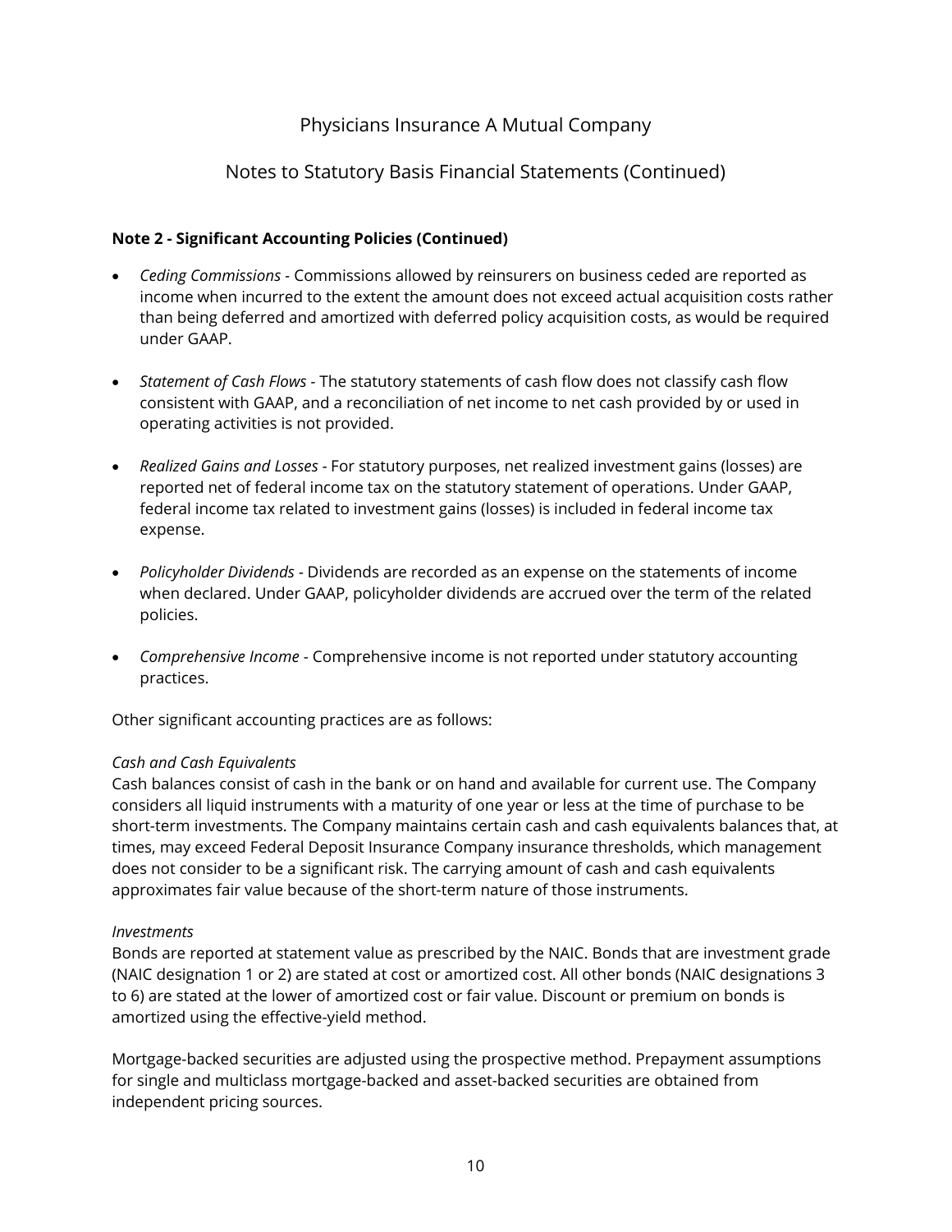Physicians Insurance A Mutual Company

Notes to Statutory Basis Financial Statements (Continued)

**Note 2 - Significant Accounting Policies (Continued)**

- *Ceding Commissions* - Commissions allowed by reinsurers on business ceded are reported as income when incurred to the extent the amount does not exceed actual acquisition costs rather than being deferred and amortized with deferred policy acquisition costs, as would be required under GAAP.
- *Statement of Cash Flows* - The statutory statements of cash flow does not classify cash flow consistent with GAAP, and a reconciliation of net income to net cash provided by or used in operating activities is not provided.
- *Realized Gains and Losses* - For statutory purposes, net realized investment gains (losses) are reported net of federal income tax on the statutory statement of operations. Under GAAP, federal income tax related to investment gains (losses) is included in federal income tax expense.
- *Policyholder Dividends* - Dividends are recorded as an expense on the statements of income when declared. Under GAAP, policyholder dividends are accrued over the term of the related policies.
- *Comprehensive Income* - Comprehensive income is not reported under statutory accounting practices.

Other significant accounting practices are as follows:

*Cash and Cash Equivalents*
Cash balances consist of cash in the bank or on hand and available for current use. The Company considers all liquid instruments with a maturity of one year or less at the time of purchase to be short-term investments. The Company maintains certain cash and cash equivalents balances that, at times, may exceed Federal Deposit Insurance Company insurance thresholds, which management does not consider to be a significant risk. The carrying amount of cash and cash equivalents approximates fair value because of the short-term nature of those instruments.

*Investments*
Bonds are reported at statement value as prescribed by the NAIC. Bonds that are investment grade (NAIC designation 1 or 2) are stated at cost or amortized cost. All other bonds (NAIC designations 3 to 6) are stated at the lower of amortized cost or fair value. Discount or premium on bonds is amortized using the effective-yield method.

Mortgage-backed securities are adjusted using the prospective method. Prepayment assumptions for single and multiclass mortgage-backed and asset-backed securities are obtained from independent pricing sources.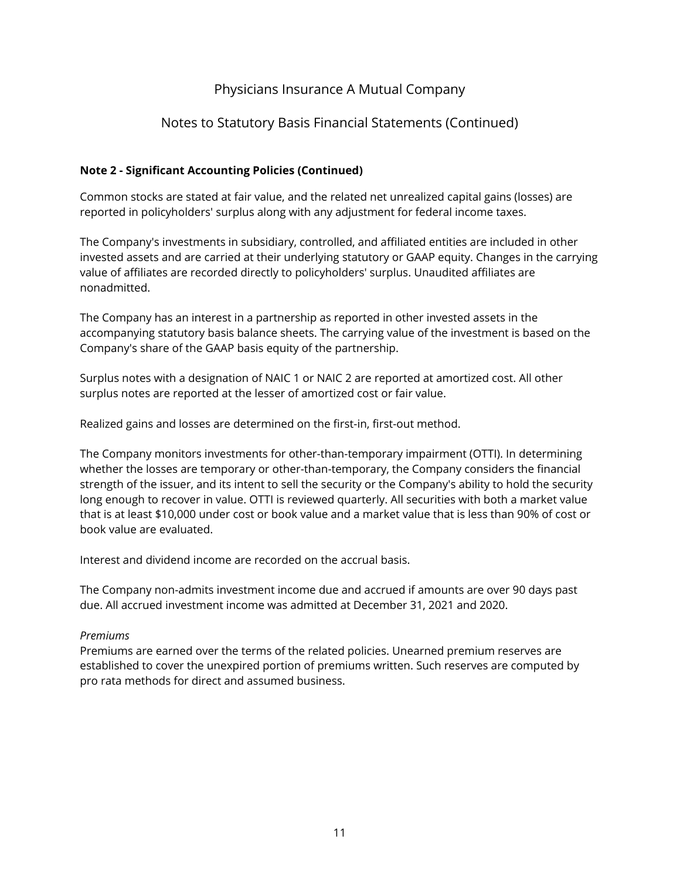**Note 2 - Significant Accounting Policies (Continued)**

Common stocks are stated at fair value, and the related net unrealized capital gains (losses) are reported in policyholders' surplus along with any adjustment for federal income taxes.

The Company's investments in subsidiary, controlled, and affiliated entities are included in other invested assets and are carried at their underlying statutory or GAAP equity. Changes in the carrying value of affiliates are recorded directly to policyholders' surplus. Unaudited affiliates are nonadmitted.

The Company has an interest in a partnership as reported in other invested assets in the accompanying statutory basis balance sheets. The carrying value of the investment is based on the Company's share of the GAAP basis equity of the partnership.

Surplus notes with a designation of NAIC 1 or NAIC 2 are reported at amortized cost. All other surplus notes are reported at the lesser of amortized cost or fair value.

Realized gains and losses are determined on the first-in, first-out method.

The Company monitors investments for other-than-temporary impairment (OTTI). In determining whether the losses are temporary or other-than-temporary, the Company considers the financial strength of the issuer, and its intent to sell the security or the Company's ability to hold the security long enough to recover in value. OTTI is reviewed quarterly. All securities with both a market value that is at least $10,000 under cost or book value and a market value that is less than 90% of cost or book value are evaluated.

Interest and dividend income are recorded on the accrual basis.

The Company non-admits investment income due and accrued if amounts are over 90 days past due. All accrued investment income was admitted at December 31, 2021 and 2020.

*Premiums*

Premiums are earned over the terms of the related policies. Unearned premium reserves are established to cover the unexpired portion of premiums written. Such reserves are computed by pro rata methods for direct and assumed business.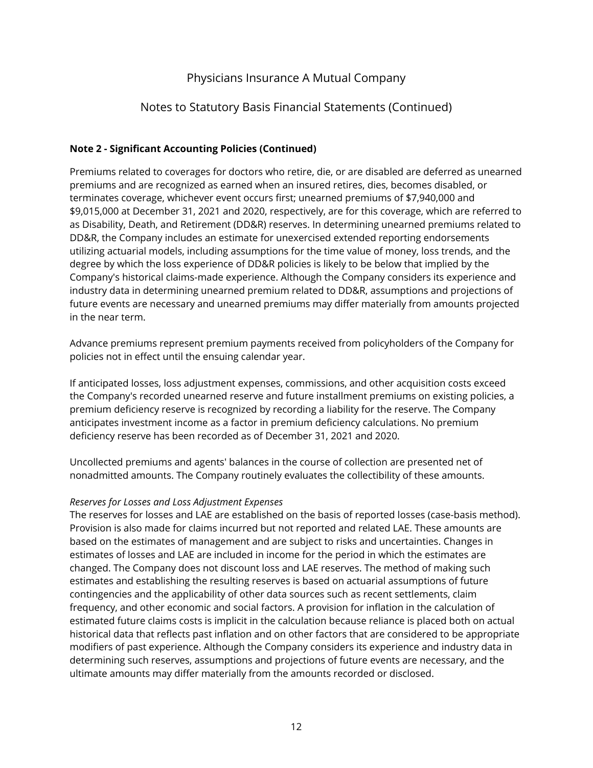**Note 2 - Significant Accounting Policies (Continued)**

Premiums related to coverages for doctors who retire, die, or are disabled are deferred as unearned premiums and are recognized as earned when an insured retires, dies, becomes disabled, or terminates coverage, whichever event occurs first; unearned premiums of $7,940,000 and $9,015,000 at December 31, 2021 and 2020, respectively, are for this coverage, which are referred to as Disability, Death, and Retirement (DD&R) reserves. In determining unearned premiums related to DD&R, the Company includes an estimate for unexercised extended reporting endorsements utilizing actuarial models, including assumptions for the time value of money, loss trends, and the degree by which the loss experience of DD&R policies is likely to be below that implied by the Company's historical claims-made experience. Although the Company considers its experience and industry data in determining unearned premium related to DD&R, assumptions and projections of future events are necessary and unearned premiums may differ materially from amounts projected in the near term.

Advance premiums represent premium payments received from policyholders of the Company for policies not in effect until the ensuing calendar year.

If anticipated losses, loss adjustment expenses, commissions, and other acquisition costs exceed the Company's recorded unearned reserve and future installment premiums on existing policies, a premium deficiency reserve is recognized by recording a liability for the reserve. The Company anticipates investment income as a factor in premium deficiency calculations. No premium deficiency reserve has been recorded as of December 31, 2021 and 2020.

Uncollected premiums and agents' balances in the course of collection are presented net of nonadmitted amounts. The Company routinely evaluates the collectibility of these amounts.

*Reserves for Losses and Loss Adjustment Expenses*

The reserves for losses and LAE are established on the basis of reported losses (case-basis method). Provision is also made for claims incurred but not reported and related LAE. These amounts are based on the estimates of management and are subject to risks and uncertainties. Changes in estimates of losses and LAE are included in income for the period in which the estimates are changed. The Company does not discount loss and LAE reserves. The method of making such estimates and establishing the resulting reserves is based on actuarial assumptions of future contingencies and the applicability of other data sources such as recent settlements, claim frequency, and other economic and social factors. A provision for inflation in the calculation of estimated future claims costs is implicit in the calculation because reliance is placed both on actual historical data that reflects past inflation and on other factors that are considered to be appropriate modifiers of past experience. Although the Company considers its experience and industry data in determining such reserves, assumptions and projections of future events are necessary, and the ultimate amounts may differ materially from the amounts recorded or disclosed.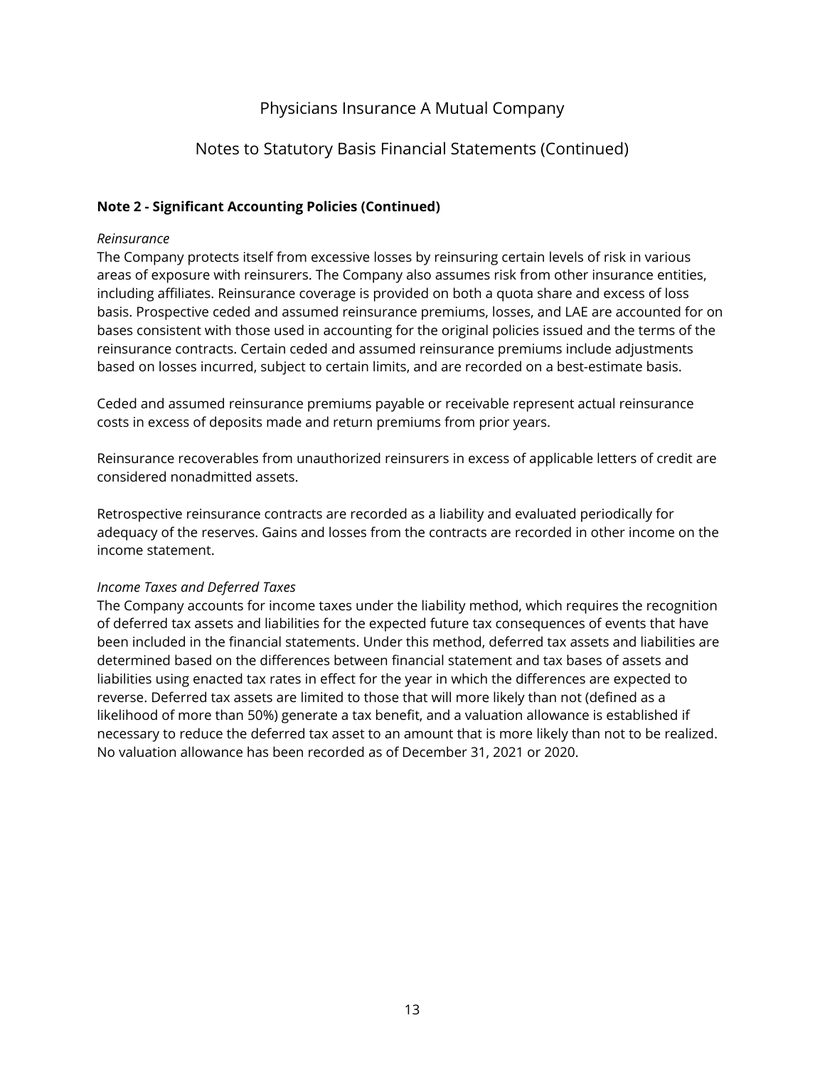## Note 2 - Significant Accounting Policies (Continued)

*Reinsurance*

The Company protects itself from excessive losses by reinsuring certain levels of risk in various areas of exposure with reinsurers. The Company also assumes risk from other insurance entities, including affiliates. Reinsurance coverage is provided on both a quota share and excess of loss basis. Prospective ceded and assumed reinsurance premiums, losses, and LAE are accounted for on bases consistent with those used in accounting for the original policies issued and the terms of the reinsurance contracts. Certain ceded and assumed reinsurance premiums include adjustments based on losses incurred, subject to certain limits, and are recorded on a best-estimate basis.

Ceded and assumed reinsurance premiums payable or receivable represent actual reinsurance costs in excess of deposits made and return premiums from prior years.

Reinsurance recoverables from unauthorized reinsurers in excess of applicable letters of credit are considered nonadmitted assets.

Retrospective reinsurance contracts are recorded as a liability and evaluated periodically for adequacy of the reserves. Gains and losses from the contracts are recorded in other income on the income statement.

*Income Taxes and Deferred Taxes*

The Company accounts for income taxes under the liability method, which requires the recognition of deferred tax assets and liabilities for the expected future tax consequences of events that have been included in the financial statements. Under this method, deferred tax assets and liabilities are determined based on the differences between financial statement and tax bases of assets and liabilities using enacted tax rates in effect for the year in which the differences are expected to reverse. Deferred tax assets are limited to those that will more likely than not (defined as a likelihood of more than 50%) generate a tax benefit, and a valuation allowance is established if necessary to reduce the deferred tax asset to an amount that is more likely than not to be realized. No valuation allowance has been recorded as of December 31, 2021 or 2020.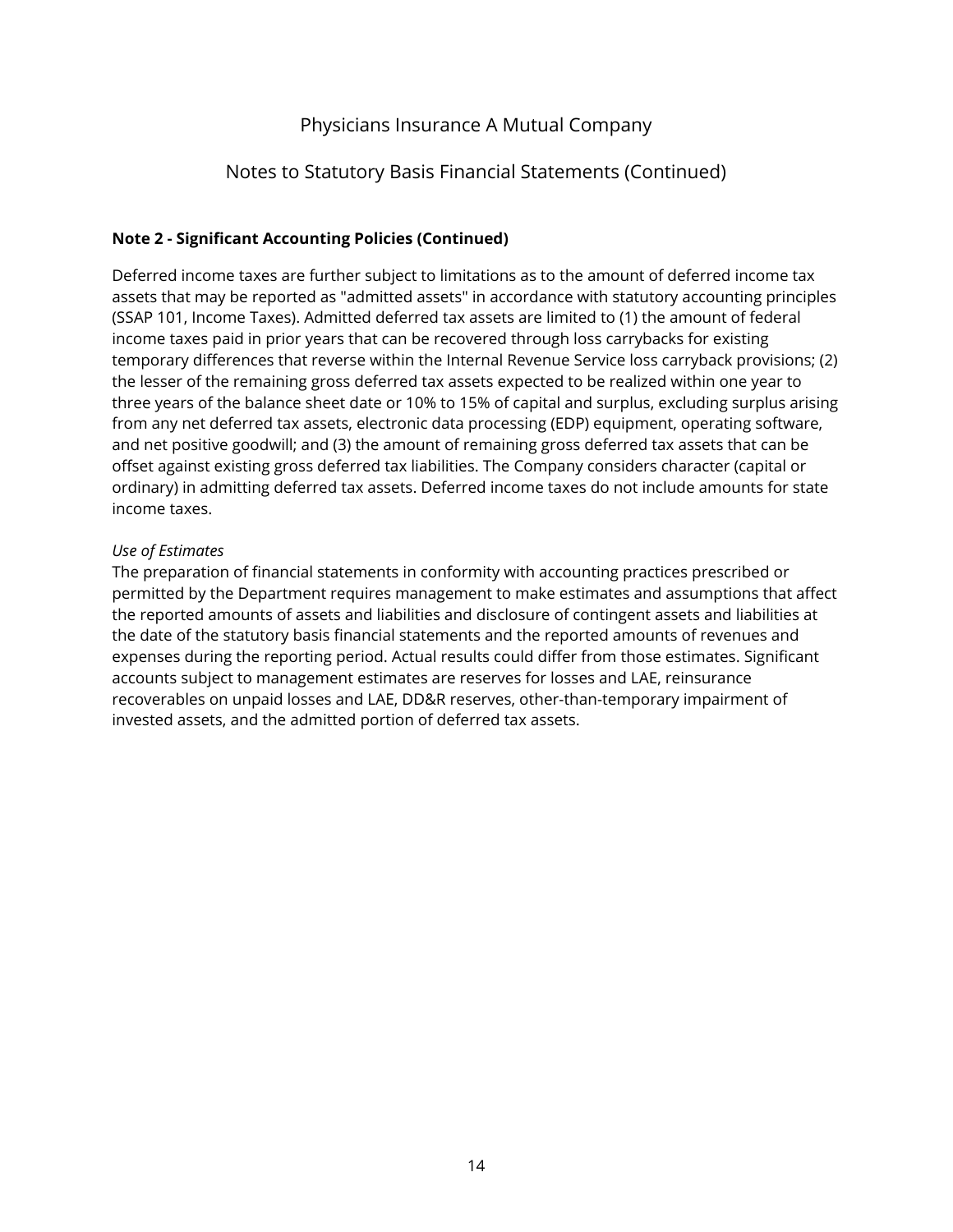**Note 2 - Significant Accounting Policies (Continued)**

Deferred income taxes are further subject to limitations as to the amount of deferred income tax assets that may be reported as "admitted assets" in accordance with statutory accounting principles (SSAP 101, Income Taxes). Admitted deferred tax assets are limited to (1) the amount of federal income taxes paid in prior years that can be recovered through loss carrybacks for existing temporary differences that reverse within the Internal Revenue Service loss carryback provisions; (2) the lesser of the remaining gross deferred tax assets expected to be realized within one year to three years of the balance sheet date or 10% to 15% of capital and surplus, excluding surplus arising from any net deferred tax assets, electronic data processing (EDP) equipment, operating software, and net positive goodwill; and (3) the amount of remaining gross deferred tax assets that can be offset against existing gross deferred tax liabilities. The Company considers character (capital or ordinary) in admitting deferred tax assets. Deferred income taxes do not include amounts for state income taxes.

*Use of Estimates*
The preparation of financial statements in conformity with accounting practices prescribed or permitted by the Department requires management to make estimates and assumptions that affect the reported amounts of assets and liabilities and disclosure of contingent assets and liabilities at the date of the statutory basis financial statements and the reported amounts of revenues and expenses during the reporting period. Actual results could differ from those estimates. Significant accounts subject to management estimates are reserves for losses and LAE, reinsurance recoverables on unpaid losses and LAE, DD&R reserves, other-than-temporary impairment of invested assets, and the admitted portion of deferred tax assets.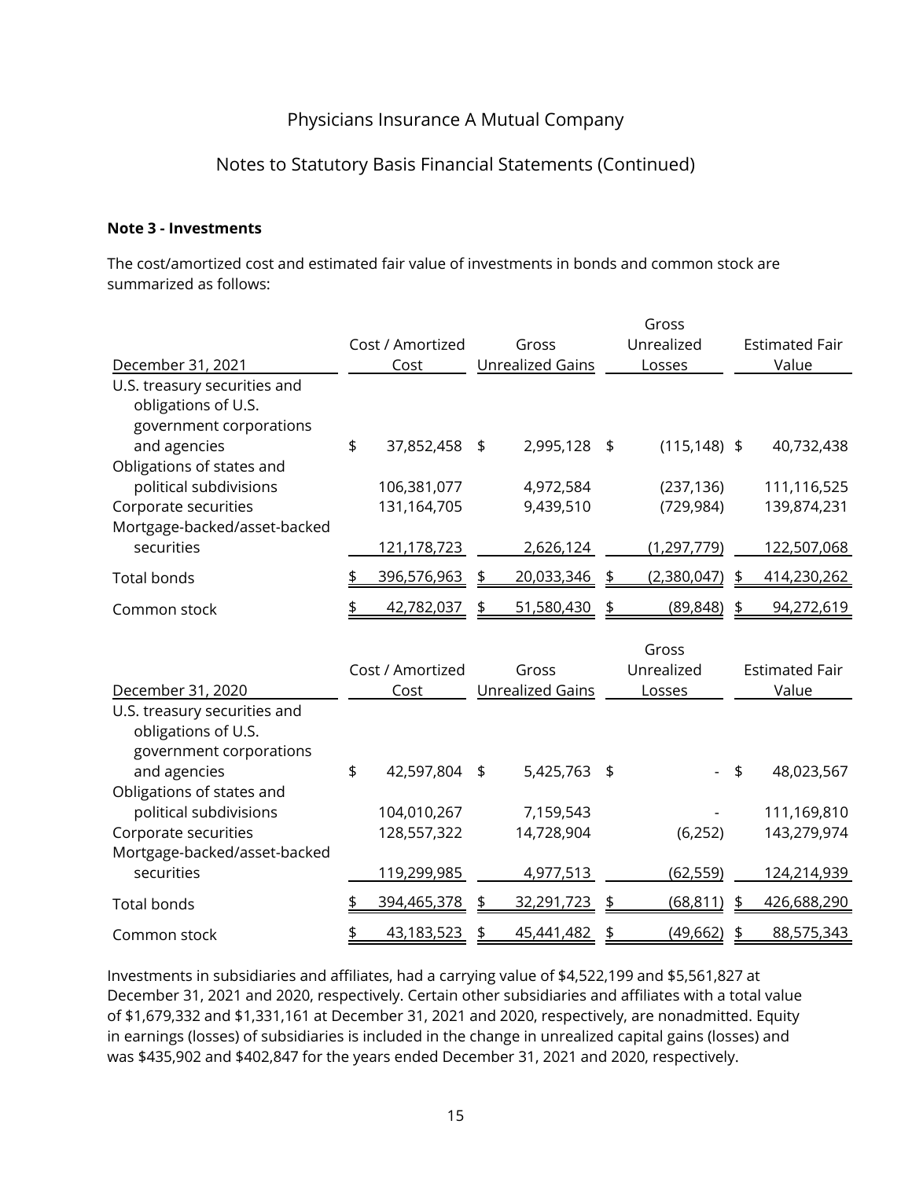Physicians Insurance A Mutual Company

Notes to Statutory Basis Financial Statements (Continued)

**Note 3 - Investments**

The cost/amortized cost and estimated fair value of investments in bonds and common stock are summarized as follows:

| December 31, 2021 | Cost / Amortized Cost | Gross Unrealized Gains | Gross Unrealized Losses | Estimated Fair Value |
|---|---|---|---|---|
| U.S. treasury securities and obligations of U.S. government corporations and agencies | $ 37,852,458 | $ 2,995,128 | $ (115,148) | $ 40,732,438 |
| Obligations of states and political subdivisions | 106,381,077 | 4,972,584 | (237,136) | 111,116,525 |
| Corporate securities | 131,164,705 | 9,439,510 | (729,984) | 139,874,231 |
| Mortgage-backed/asset-backed securities | 121,178,723 | 2,626,124 | (1,297,779) | 122,507,068 |
| Total bonds | $ 396,576,963 | $ 20,033,346 | $ (2,380,047) | $ 414,230,262 |
| Common stock | $ 42,782,037 | $ 51,580,430 | $ (89,848) | $ 94,272,619 |

| December 31, 2020 | Cost / Amortized Cost | Gross Unrealized Gains | Gross Unrealized Losses | Estimated Fair Value |
|---|---|---|---|---|
| U.S. treasury securities and obligations of U.S. government corporations and agencies | $ 42,597,804 | $ 5,425,763 | $ - | $ 48,023,567 |
| Obligations of states and political subdivisions | 104,010,267 | 7,159,543 | - | 111,169,810 |
| Corporate securities | 128,557,322 | 14,728,904 | (6,252) | 143,279,974 |
| Mortgage-backed/asset-backed securities | 119,299,985 | 4,977,513 | (62,559) | 124,214,939 |
| Total bonds | $ 394,465,378 | $ 32,291,723 | $ (68,811) | $ 426,688,290 |
| Common stock | $ 43,183,523 | $ 45,441,482 | $ (49,662) | $ 88,575,343 |

Investments in subsidiaries and affiliates, had a carrying value of $4,522,199 and $5,561,827 at December 31, 2021 and 2020, respectively. Certain other subsidiaries and affiliates with a total value of $1,679,332 and $1,331,161 at December 31, 2021 and 2020, respectively, are nonadmitted. Equity in earnings (losses) of subsidiaries is included in the change in unrealized capital gains (losses) and was $435,902 and $402,847 for the years ended December 31, 2021 and 2020, respectively.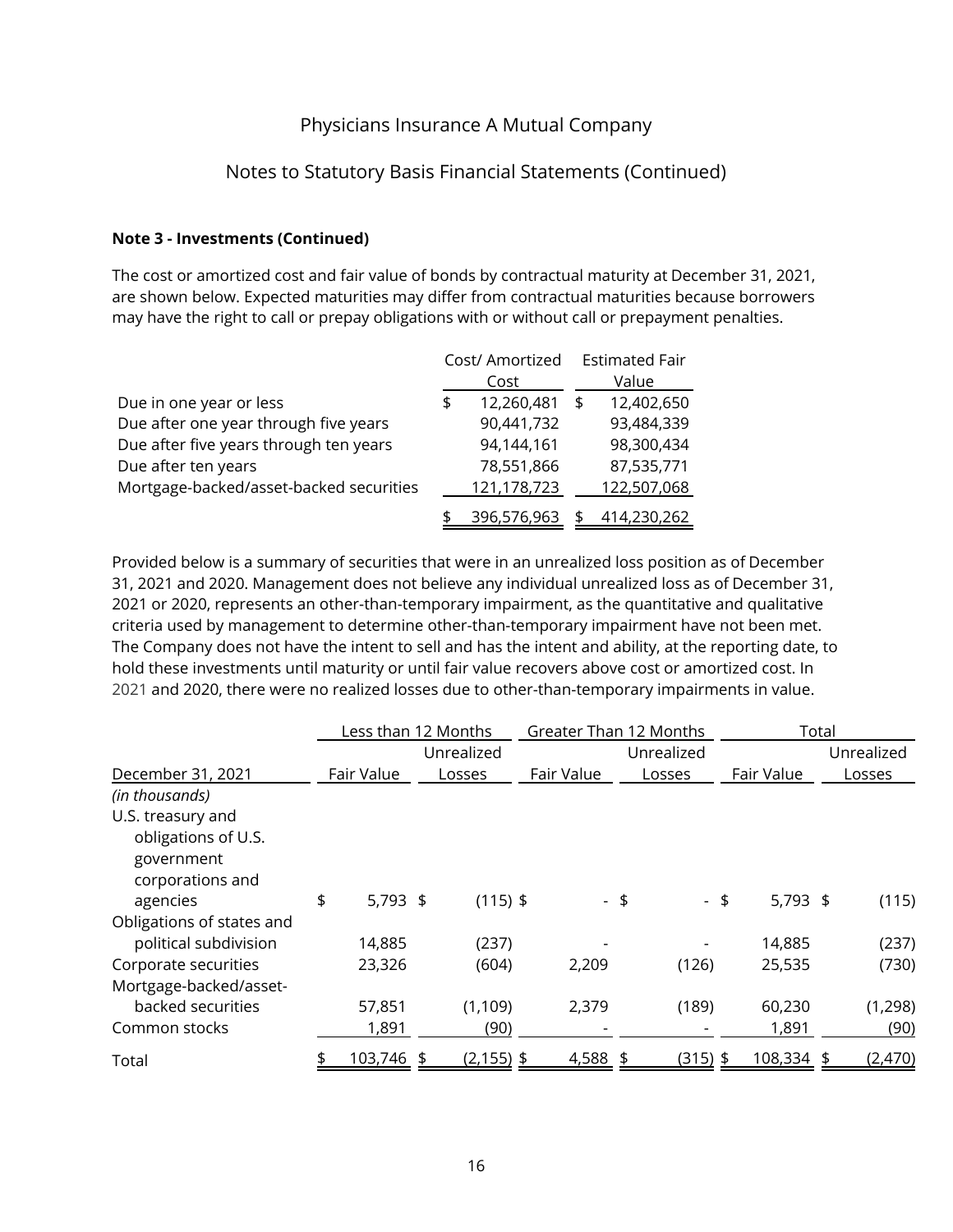Physicians Insurance A Mutual Company

Notes to Statutory Basis Financial Statements (Continued)

**Note 3 - Investments (Continued)**

The cost or amortized cost and fair value of bonds by contractual maturity at December 31, 2021, are shown below. Expected maturities may differ from contractual maturities because borrowers may have the right to call or prepay obligations with or without call or prepayment penalties.

| | Cost/ Amortized Cost | Estimated Fair Value |
|---|---|---|
| Due in one year or less | $ 12,260,481 | $ 12,402,650 |
| Due after one year through five years | 90,441,732 | 93,484,339 |
| Due after five years through ten years | 94,144,161 | 98,300,434 |
| Due after ten years | 78,551,866 | 87,535,771 |
| Mortgage-backed/asset-backed securities | 121,178,723 | 122,507,068 |
| | $ 396,576,963 | $ 414,230,262 |

Provided below is a summary of securities that were in an unrealized loss position as of December 31, 2021 and 2020. Management does not believe any individual unrealized loss as of December 31, 2021 or 2020, represents an other-than-temporary impairment, as the quantitative and qualitative criteria used by management to determine other-than-temporary impairment have not been met. The Company does not have the intent to sell and has the intent and ability, at the reporting date, to hold these investments until maturity or until fair value recovers above cost or amortized cost. In 2021 and 2020, there were no realized losses due to other-than-temporary impairments in value.

| | Less than 12 Months | | Greater Than 12 Months | | Total | |
|---|---|---|---|---|---|---|
| December 31, 2021 | Fair Value | Unrealized Losses | Fair Value | Unrealized Losses | Fair Value | Unrealized Losses |
| *(in thousands)* | | | | | | |
| U.S. treasury and obligations of U.S. government corporations and agencies | $ 5,793 | $ (115) | $ - | $ - | $ 5,793 | $ (115) |
| Obligations of states and political subdivision | 14,885 | (237) | - | - | 14,885 | (237) |
| Corporate securities | 23,326 | (604) | 2,209 | (126) | 25,535 | (730) |
| Mortgage-backed/asset-backed securities | 57,851 | (1,109) | 2,379 | (189) | 60,230 | (1,298) |
| Common stocks | 1,891 | (90) | - | - | 1,891 | (90) |
| Total | $ 103,746 | $ (2,155) | $ 4,588 | $ (315) | $ 108,334 | $ (2,470) |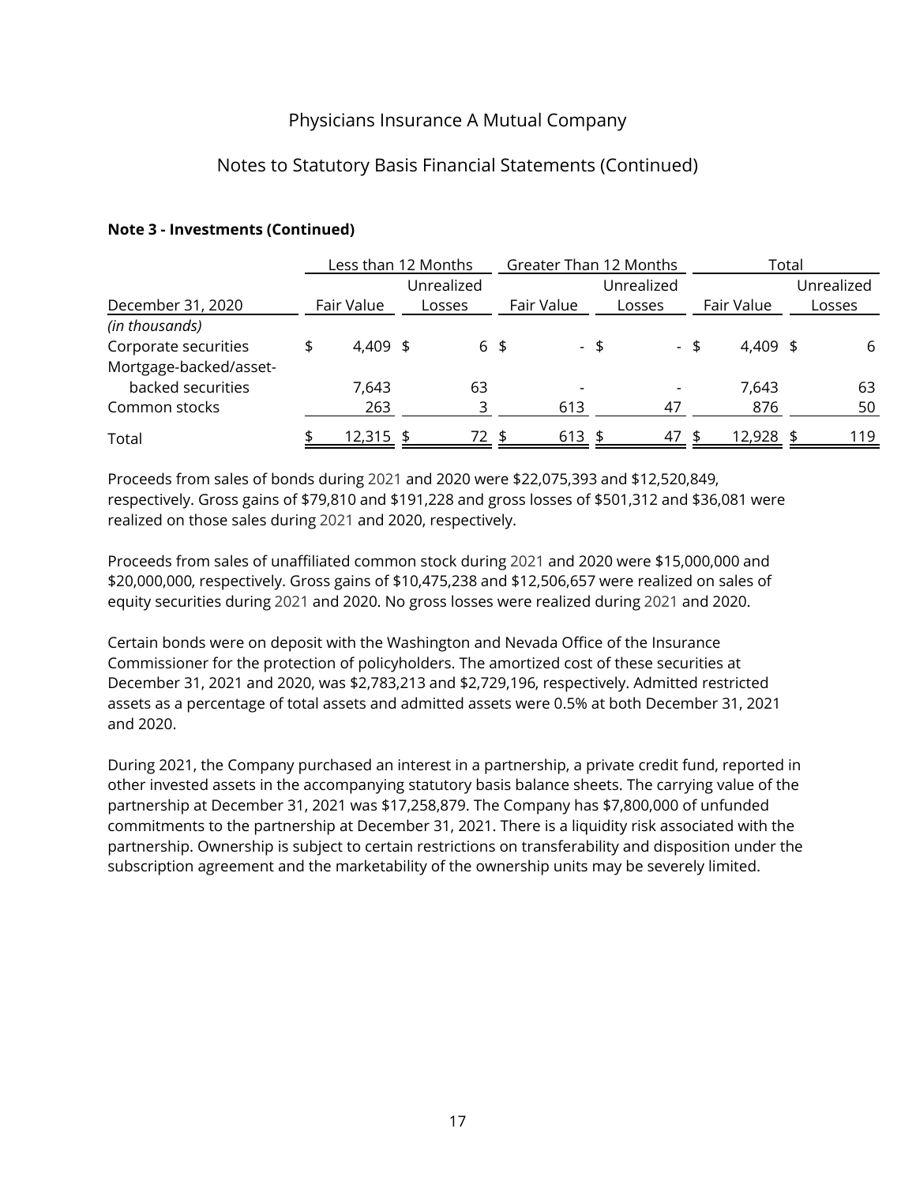**Note 3 - Investments (Continued)**

| December 31, 2020 | Less than 12 Months | | Greater Than 12 Months | | Total | |
|---|---|---|---|---|---|---|
| | Fair Value | Unrealized Losses | Fair Value | Unrealized Losses | Fair Value | Unrealized Losses |
| *(in thousands)* | | | | | | |
| Corporate securities | $ 4,409 | $ 6 | $ - | $ - | $ 4,409 | $ 6 |
| Mortgage-backed/asset-backed securities | 7,643 | 63 | - | - | 7,643 | 63 |
| Common stocks | 263 | 3 | 613 | 47 | 876 | 50 |
| Total | $ 12,315 | $ 72 | $ 613 | $ 47 | $ 12,928 | $ 119 |

Proceeds from sales of bonds during 2021 and 2020 were $22,075,393 and $12,520,849, respectively. Gross gains of $79,810 and $191,228 and gross losses of $501,312 and $36,081 were realized on those sales during 2021 and 2020, respectively.

Proceeds from sales of unaffiliated common stock during 2021 and 2020 were $15,000,000 and $20,000,000, respectively. Gross gains of $10,475,238 and $12,506,657 were realized on sales of equity securities during 2021 and 2020. No gross losses were realized during 2021 and 2020.

Certain bonds were on deposit with the Washington and Nevada Office of the Insurance Commissioner for the protection of policyholders. The amortized cost of these securities at December 31, 2021 and 2020, was $2,783,213 and $2,729,196, respectively. Admitted restricted assets as a percentage of total assets and admitted assets were 0.5% at both December 31, 2021 and 2020.

During 2021, the Company purchased an interest in a partnership, a private credit fund, reported in other invested assets in the accompanying statutory basis balance sheets. The carrying value of the partnership at December 31, 2021 was $17,258,879. The Company has $7,800,000 of unfunded commitments to the partnership at December 31, 2021. There is a liquidity risk associated with the partnership. Ownership is subject to certain restrictions on transferability and disposition under the subscription agreement and the marketability of the ownership units may be severely limited.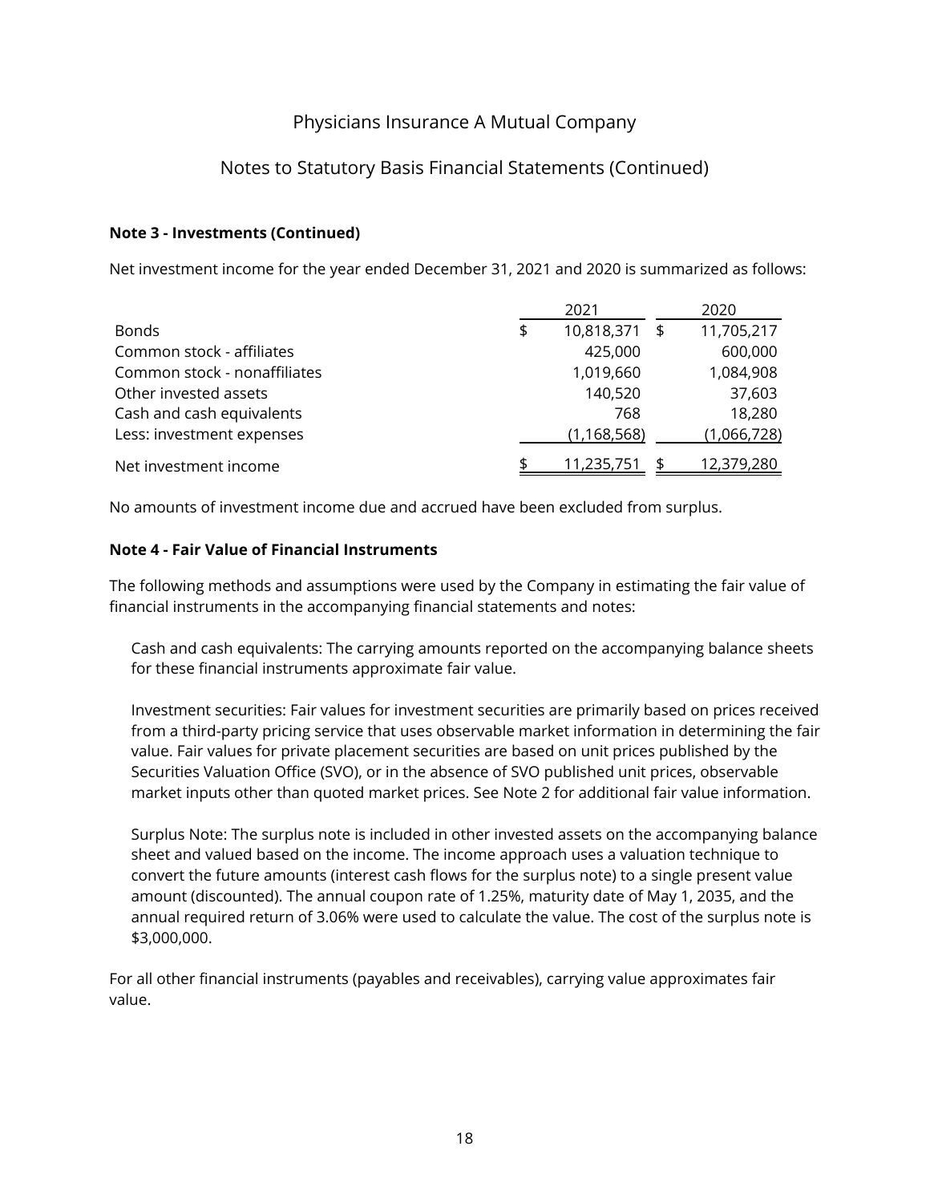# Physicians Insurance A Mutual Company

## Notes to Statutory Basis Financial Statements (Continued)

**Note 3 - Investments (Continued)**

Net investment income for the year ended December 31, 2021 and 2020 is summarized as follows:

| | 2021 | 2020 |
|---|---|---|
| Bonds | $ 10,818,371 | $ 11,705,217 |
| Common stock - affiliates | 425,000 | 600,000 |
| Common stock - nonaffiliates | 1,019,660 | 1,084,908 |
| Other invested assets | 140,520 | 37,603 |
| Cash and cash equivalents | 768 | 18,280 |
| Less: investment expenses | (1,168,568) | (1,066,728) |
| Net investment income | $ 11,235,751 | $ 12,379,280 |

No amounts of investment income due and accrued have been excluded from surplus.

**Note 4 - Fair Value of Financial Instruments**

The following methods and assumptions were used by the Company in estimating the fair value of financial instruments in the accompanying financial statements and notes:

Cash and cash equivalents: The carrying amounts reported on the accompanying balance sheets for these financial instruments approximate fair value.

Investment securities: Fair values for investment securities are primarily based on prices received from a third-party pricing service that uses observable market information in determining the fair value. Fair values for private placement securities are based on unit prices published by the Securities Valuation Office (SVO), or in the absence of SVO published unit prices, observable market inputs other than quoted market prices. See Note 2 for additional fair value information.

Surplus Note: The surplus note is included in other invested assets on the accompanying balance sheet and valued based on the income. The income approach uses a valuation technique to convert the future amounts (interest cash flows for the surplus note) to a single present value amount (discounted). The annual coupon rate of 1.25%, maturity date of May 1, 2035, and the annual required return of 3.06% were used to calculate the value. The cost of the surplus note is $3,000,000.

For all other financial instruments (payables and receivables), carrying value approximates fair value.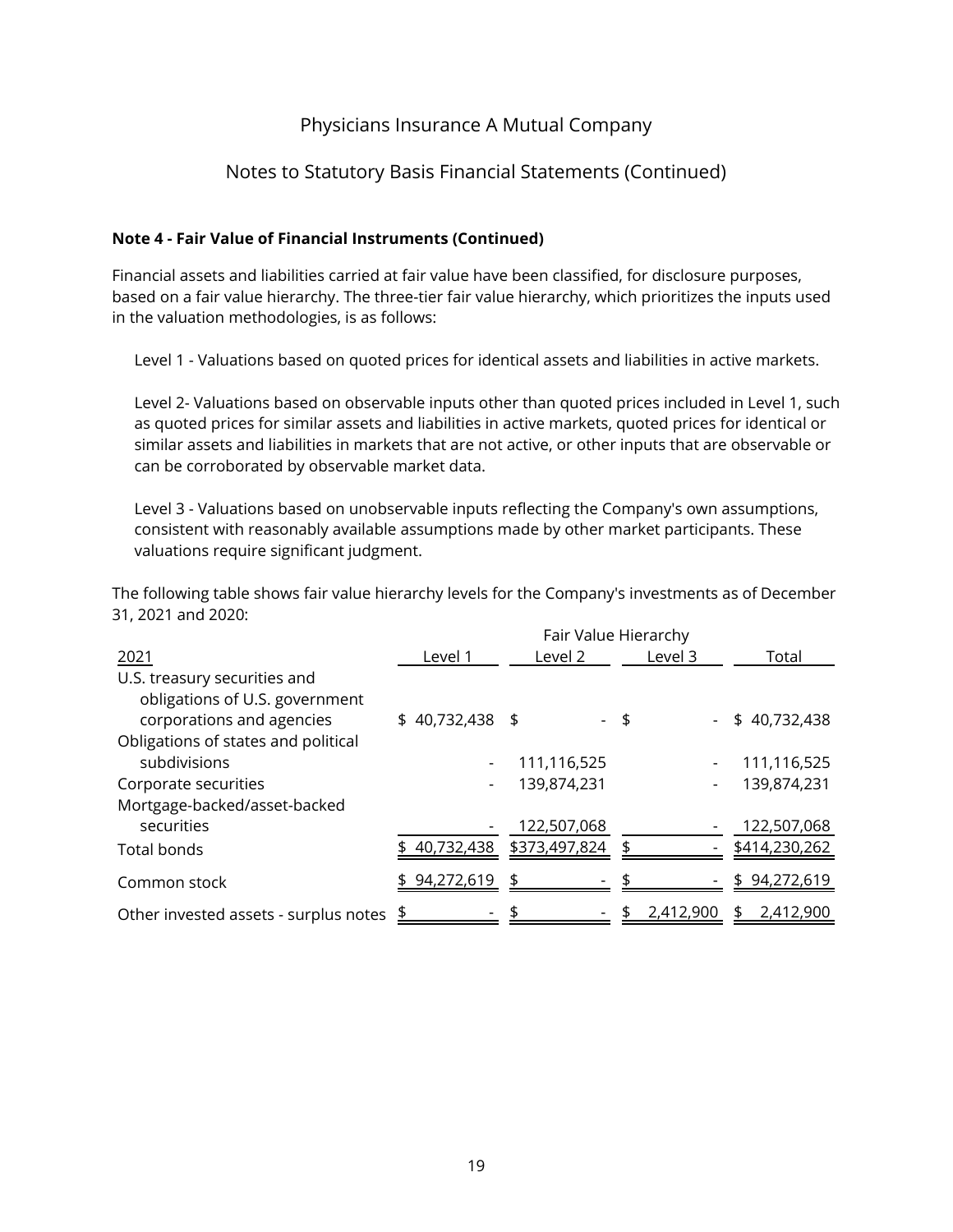Physicians Insurance A Mutual Company

Notes to Statutory Basis Financial Statements (Continued)

**Note 4 - Fair Value of Financial Instruments (Continued)**

Financial assets and liabilities carried at fair value have been classified, for disclosure purposes, based on a fair value hierarchy. The three-tier fair value hierarchy, which prioritizes the inputs used in the valuation methodologies, is as follows:

Level 1 - Valuations based on quoted prices for identical assets and liabilities in active markets.

Level 2- Valuations based on observable inputs other than quoted prices included in Level 1, such as quoted prices for similar assets and liabilities in active markets, quoted prices for identical or similar assets and liabilities in markets that are not active, or other inputs that are observable or can be corroborated by observable market data.

Level 3 - Valuations based on unobservable inputs reflecting the Company's own assumptions, consistent with reasonably available assumptions made by other market participants. These valuations require significant judgment.

The following table shows fair value hierarchy levels for the Company's investments as of December 31, 2021 and 2020:

| | Fair Value Hierarchy | | | |
|---|---|---|---|---|
| 2021 | Level 1 | Level 2 | Level 3 | Total |
| U.S. treasury securities and obligations of U.S. government corporations and agencies | $ 40,732,438 | $ - | $ - | $ 40,732,438 |
| Obligations of states and political subdivisions | - | 111,116,525 | - | 111,116,525 |
| Corporate securities | - | 139,874,231 | - | 139,874,231 |
| Mortgage-backed/asset-backed securities | - | 122,507,068 | - | 122,507,068 |
| Total bonds | $ 40,732,438 | $373,497,824 | $ - | $414,230,262 |
| Common stock | $ 94,272,619 | $ - | $ - | $ 94,272,619 |
| Other invested assets - surplus notes | $ - | $ - | $ 2,412,900 | $ 2,412,900 |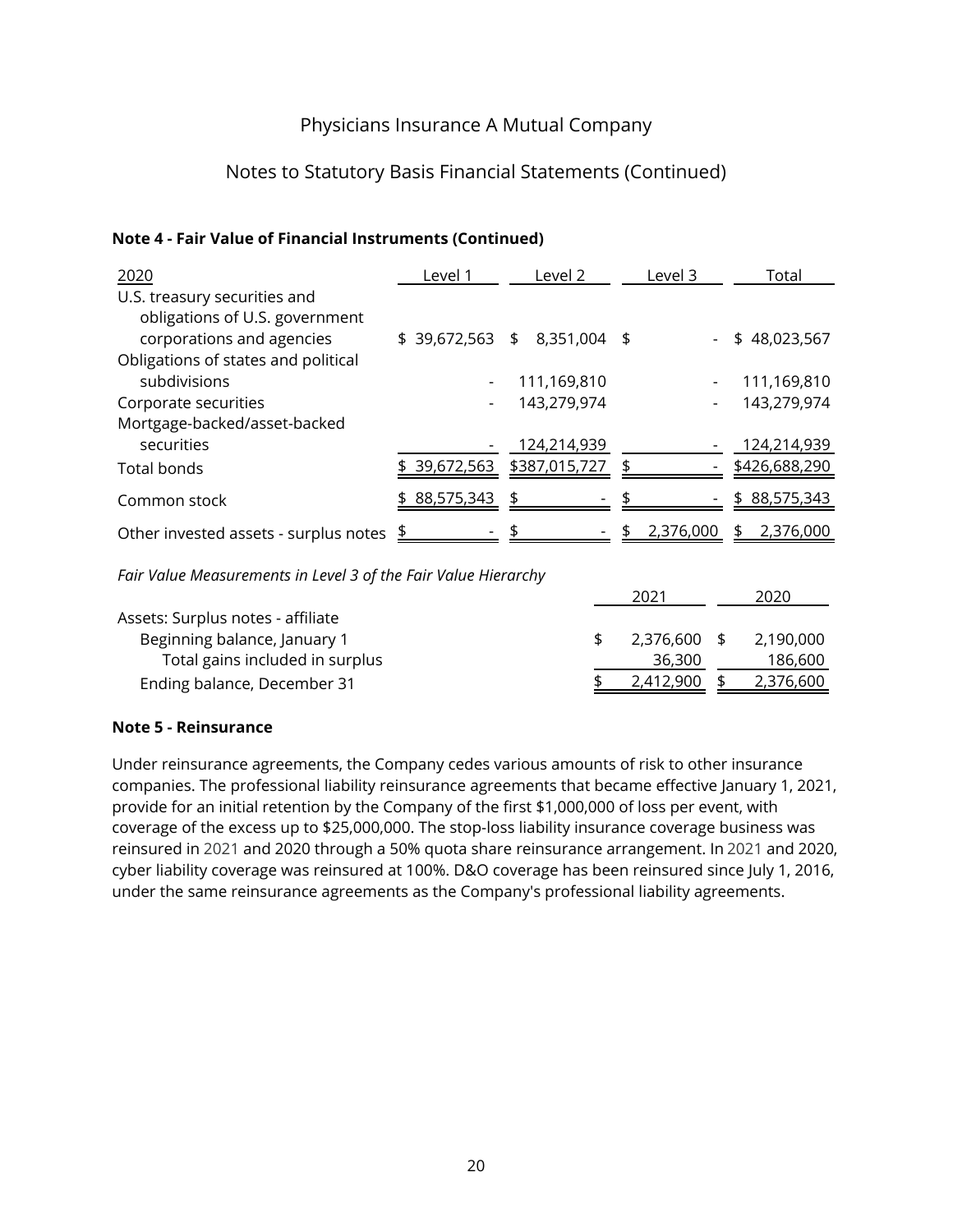Physicians Insurance A Mutual Company

Notes to Statutory Basis Financial Statements (Continued)

**Note 4 - Fair Value of Financial Instruments (Continued)**

| 2020 | Level 1 | Level 2 | Level 3 | Total |
|---|---|---|---|---|
| U.S. treasury securities and obligations of U.S. government corporations and agencies | $ 39,672,563 | $ 8,351,004 | $ - | $ 48,023,567 |
| Obligations of states and political subdivisions | - | 111,169,810 | - | 111,169,810 |
| Corporate securities | - | 143,279,974 | - | 143,279,974 |
| Mortgage-backed/asset-backed securities | - | 124,214,939 | - | 124,214,939 |
| Total bonds | $ 39,672,563 | $387,015,727 | $ - | $426,688,290 |
| Common stock | $ 88,575,343 | $ - | $ - | $ 88,575,343 |
| Other invested assets - surplus notes | $ - | $ - | $ 2,376,000 | $ 2,376,000 |

*Fair Value Measurements in Level 3 of the Fair Value Hierarchy*

| | 2021 | 2020 |
|---|---|---|
| Assets: Surplus notes - affiliate | | |
| Beginning balance, January 1 | $ 2,376,600 | $ 2,190,000 |
| Total gains included in surplus | 36,300 | 186,600 |
| Ending balance, December 31 | $ 2,412,900 | $ 2,376,600 |

**Note 5 - Reinsurance**

Under reinsurance agreements, the Company cedes various amounts of risk to other insurance companies. The professional liability reinsurance agreements that became effective January 1, 2021, provide for an initial retention by the Company of the first $1,000,000 of loss per event, with coverage of the excess up to $25,000,000. The stop-loss liability insurance coverage business was reinsured in 2021 and 2020 through a 50% quota share reinsurance arrangement. In 2021 and 2020, cyber liability coverage was reinsured at 100%. D&O coverage has been reinsured since July 1, 2016, under the same reinsurance agreements as the Company's professional liability agreements.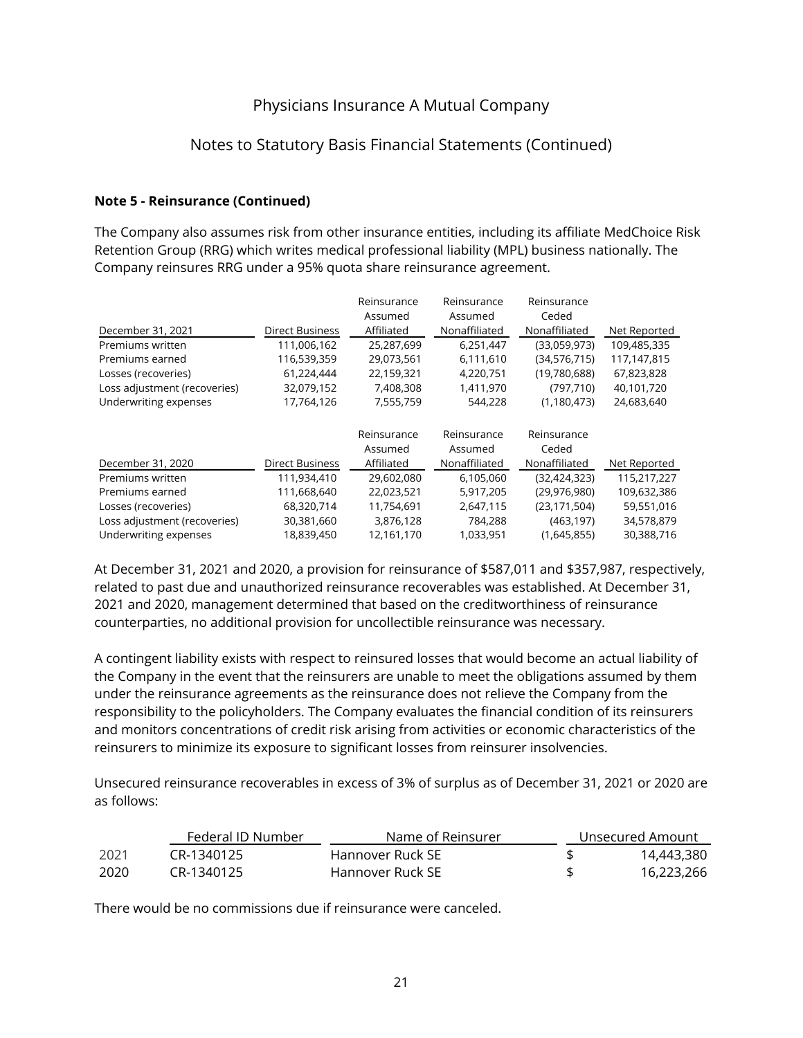**Note 5 - Reinsurance (Continued)**

The Company also assumes risk from other insurance entities, including its affiliate MedChoice Risk Retention Group (RRG) which writes medical professional liability (MPL) business nationally. The Company reinsures RRG under a 95% quota share reinsurance agreement.

| December 31, 2021 | Direct Business | Reinsurance Assumed Affiliated | Reinsurance Assumed Nonaffiliated | Reinsurance Ceded Nonaffiliated | Net Reported |
|---|---|---|---|---|---|
| Premiums written | 111,006,162 | 25,287,699 | 6,251,447 | (33,059,973) | 109,485,335 |
| Premiums earned | 116,539,359 | 29,073,561 | 6,111,610 | (34,576,715) | 117,147,815 |
| Losses (recoveries) | 61,224,444 | 22,159,321 | 4,220,751 | (19,780,688) | 67,823,828 |
| Loss adjustment (recoveries) | 32,079,152 | 7,408,308 | 1,411,970 | (797,710) | 40,101,720 |
| Underwriting expenses | 17,764,126 | 7,555,759 | 544,228 | (1,180,473) | 24,683,640 |

| December 31, 2020 | Direct Business | Reinsurance Assumed Affiliated | Reinsurance Assumed Nonaffiliated | Reinsurance Ceded Nonaffiliated | Net Reported |
|---|---|---|---|---|---|
| Premiums written | 111,934,410 | 29,602,080 | 6,105,060 | (32,424,323) | 115,217,227 |
| Premiums earned | 111,668,640 | 22,023,521 | 5,917,205 | (29,976,980) | 109,632,386 |
| Losses (recoveries) | 68,320,714 | 11,754,691 | 2,647,115 | (23,171,504) | 59,551,016 |
| Loss adjustment (recoveries) | 30,381,660 | 3,876,128 | 784,288 | (463,197) | 34,578,879 |
| Underwriting expenses | 18,839,450 | 12,161,170 | 1,033,951 | (1,645,855) | 30,388,716 |

At December 31, 2021 and 2020, a provision for reinsurance of $587,011 and $357,987, respectively, related to past due and unauthorized reinsurance recoverables was established. At December 31, 2021 and 2020, management determined that based on the creditworthiness of reinsurance counterparties, no additional provision for uncollectible reinsurance was necessary.

A contingent liability exists with respect to reinsured losses that would become an actual liability of the Company in the event that the reinsurers are unable to meet the obligations assumed by them under the reinsurance agreements as the reinsurance does not relieve the Company from the responsibility to the policyholders. The Company evaluates the financial condition of its reinsurers and monitors concentrations of credit risk arising from activities or economic characteristics of the reinsurers to minimize its exposure to significant losses from reinsurer insolvencies.

Unsecured reinsurance recoverables in excess of 3% of surplus as of December 31, 2021 or 2020 are as follows:

| | Federal ID Number | Name of Reinsurer | Unsecured Amount |
|---|---|---|---|
| 2021 | CR-1340125 | Hannover Ruck SE | $ 14,443,380 |
| 2020 | CR-1340125 | Hannover Ruck SE | $ 16,223,266 |

There would be no commissions due if reinsurance were canceled.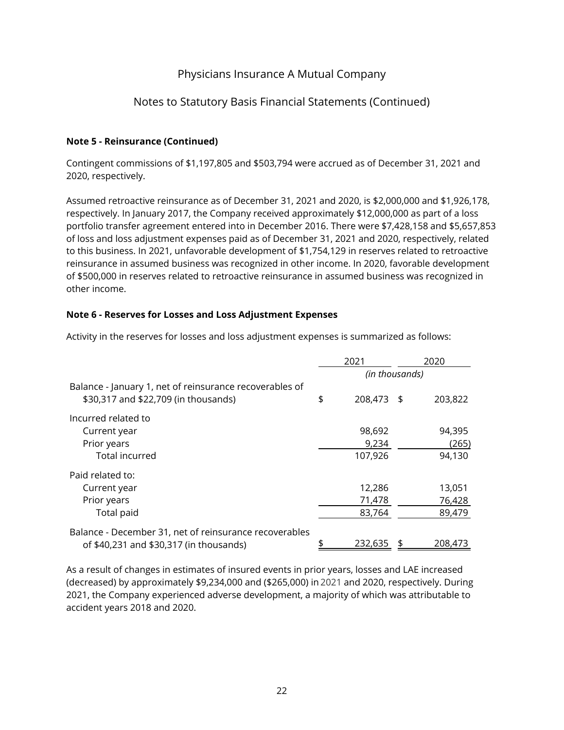Physicians Insurance A Mutual Company

Notes to Statutory Basis Financial Statements (Continued)

**Note 5 - Reinsurance (Continued)**

Contingent commissions of $1,197,805 and $503,794 were accrued as of December 31, 2021 and 2020, respectively.

Assumed retroactive reinsurance as of December 31, 2021 and 2020, is $2,000,000 and $1,926,178, respectively. In January 2017, the Company received approximately $12,000,000 as part of a loss portfolio transfer agreement entered into in December 2016. There were $7,428,158 and $5,657,853 of loss and loss adjustment expenses paid as of December 31, 2021 and 2020, respectively, related to this business. In 2021, unfavorable development of $1,754,129 in reserves related to retroactive reinsurance in assumed business was recognized in other income. In 2020, favorable development of $500,000 in reserves related to retroactive reinsurance in assumed business was recognized in other income.

**Note 6 - Reserves for Losses and Loss Adjustment Expenses**

Activity in the reserves for losses and loss adjustment expenses is summarized as follows:

| | 2021 | 2020 |
|---|---|---|
| | *(in thousands)* | |
| Balance - January 1, net of reinsurance recoverables of $30,317 and $22,709 (in thousands) | $ 208,473 | $ 203,822 |
| Incurred related to | | |
| Current year | 98,692 | 94,395 |
| Prior years | 9,234 | (265) |
| Total incurred | 107,926 | 94,130 |
| Paid related to: | | |
| Current year | 12,286 | 13,051 |
| Prior years | 71,478 | 76,428 |
| Total paid | 83,764 | 89,479 |
| Balance - December 31, net of reinsurance recoverables of $40,231 and $30,317 (in thousands) | $ 232,635 | $ 208,473 |

As a result of changes in estimates of insured events in prior years, losses and LAE increased (decreased) by approximately $9,234,000 and ($265,000) in 2021 and 2020, respectively. During 2021, the Company experienced adverse development, a majority of which was attributable to accident years 2018 and 2020.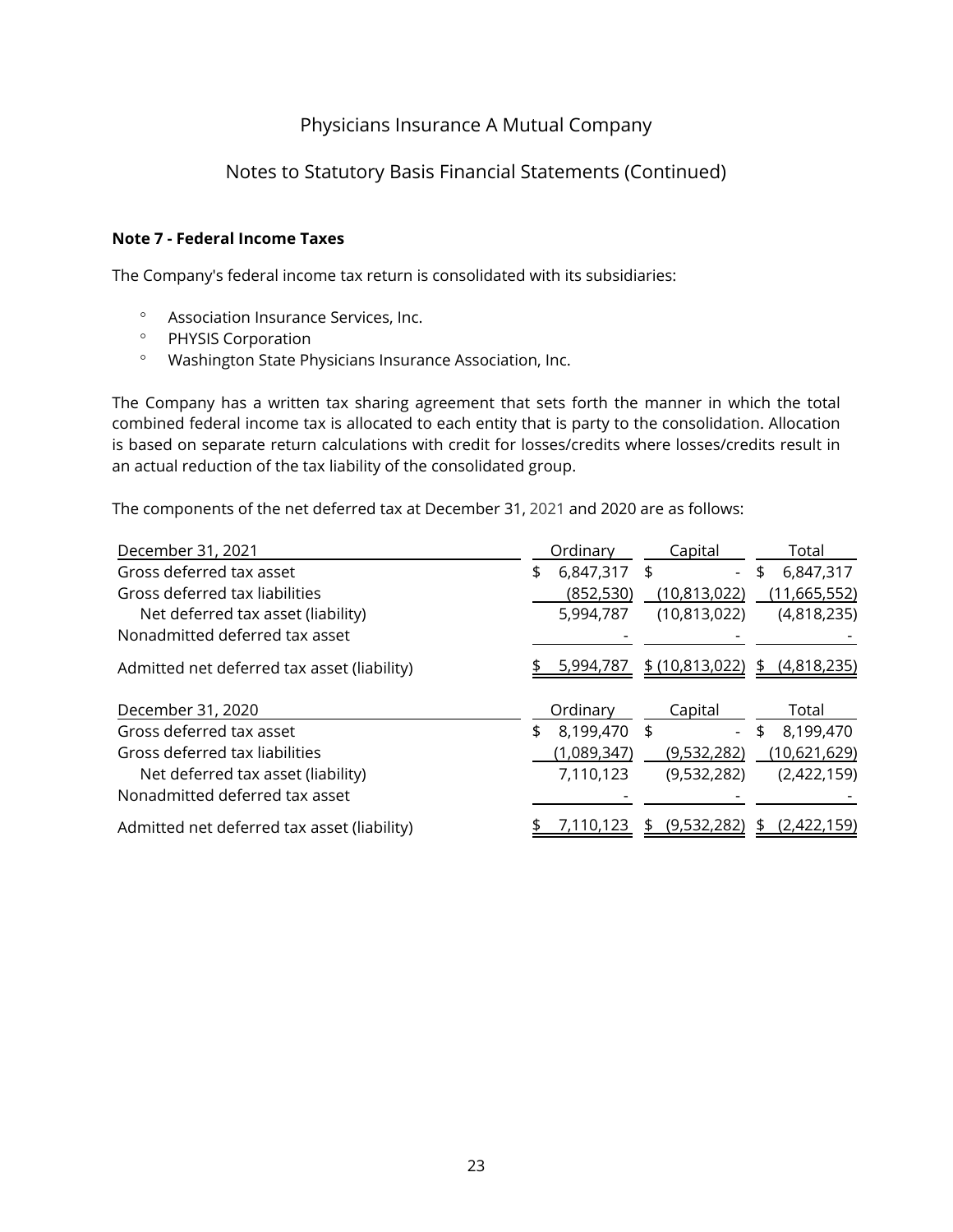Physicians Insurance A Mutual Company

Notes to Statutory Basis Financial Statements (Continued)

**Note 7 - Federal Income Taxes**

The Company's federal income tax return is consolidated with its subsidiaries:

- Association Insurance Services, Inc.
- PHYSIS Corporation
- Washington State Physicians Insurance Association, Inc.

The Company has a written tax sharing agreement that sets forth the manner in which the total combined federal income tax is allocated to each entity that is party to the consolidation. Allocation is based on separate return calculations with credit for losses/credits where losses/credits result in an actual reduction of the tax liability of the consolidated group.

The components of the net deferred tax at December 31, 2021 and 2020 are as follows:

| December 31, 2021 | Ordinary | Capital | Total |
|---|---|---|---|
| Gross deferred tax asset | $ 6,847,317 | $ - | $ 6,847,317 |
| Gross deferred tax liabilities | (852,530) | (10,813,022) | (11,665,552) |
| Net deferred tax asset (liability) | 5,994,787 | (10,813,022) | (4,818,235) |
| Nonadmitted deferred tax asset | - | - | - |
| Admitted net deferred tax asset (liability) | $ 5,994,787 | $ (10,813,022) | $ (4,818,235) |

| December 31, 2020 | Ordinary | Capital | Total |
|---|---|---|---|
| Gross deferred tax asset | $ 8,199,470 | $ - | $ 8,199,470 |
| Gross deferred tax liabilities | (1,089,347) | (9,532,282) | (10,621,629) |
| Net deferred tax asset (liability) | 7,110,123 | (9,532,282) | (2,422,159) |
| Nonadmitted deferred tax asset | - | - | - |
| Admitted net deferred tax asset (liability) | $ 7,110,123 | $ (9,532,282) | $ (2,422,159) |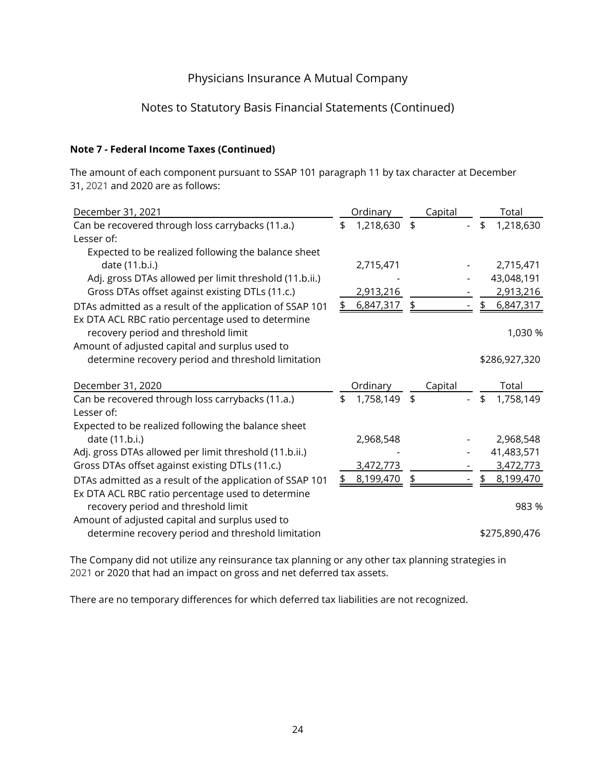Physicians Insurance A Mutual Company

Notes to Statutory Basis Financial Statements (Continued)

**Note 7 - Federal Income Taxes (Continued)**

The amount of each component pursuant to SSAP 101 paragraph 11 by tax character at December 31, 2021 and 2020 are as follows:

| December 31, 2021 | Ordinary | Capital | Total |
|---|---|---|---|
| Can be recovered through loss carrybacks (11.a.) | $ 1,218,630 | $ - | $ 1,218,630 |
| Lesser of: | | | |
| Expected to be realized following the balance sheet date (11.b.i.) | 2,715,471 | - | 2,715,471 |
| Adj. gross DTAs allowed per limit threshold (11.b.ii.) | - | - | 43,048,191 |
| Gross DTAs offset against existing DTLs (11.c.) | 2,913,216 | - | 2,913,216 |
| DTAs admitted as a result of the application of SSAP 101 | $ 6,847,317 | $ - | $ 6,847,317 |
| Ex DTA ACL RBC ratio percentage used to determine recovery period and threshold limit | | | 1,030 % |
| Amount of adjusted capital and surplus used to determine recovery period and threshold limitation | | | $286,927,320 |

| December 31, 2020 | Ordinary | Capital | Total |
|---|---|---|---|
| Can be recovered through loss carrybacks (11.a.) | $ 1,758,149 | $ - | $ 1,758,149 |
| Lesser of: | | | |
| Expected to be realized following the balance sheet date (11.b.i.) | 2,968,548 | - | 2,968,548 |
| Adj. gross DTAs allowed per limit threshold (11.b.ii.) | - | - | 41,483,571 |
| Gross DTAs offset against existing DTLs (11.c.) | 3,472,773 | - | 3,472,773 |
| DTAs admitted as a result of the application of SSAP 101 | $ 8,199,470 | $ - | $ 8,199,470 |
| Ex DTA ACL RBC ratio percentage used to determine recovery period and threshold limit | | | 983 % |
| Amount of adjusted capital and surplus used to determine recovery period and threshold limitation | | | $275,890,476 |

The Company did not utilize any reinsurance tax planning or any other tax planning strategies in 2021 or 2020 that had an impact on gross and net deferred tax assets.

There are no temporary differences for which deferred tax liabilities are not recognized.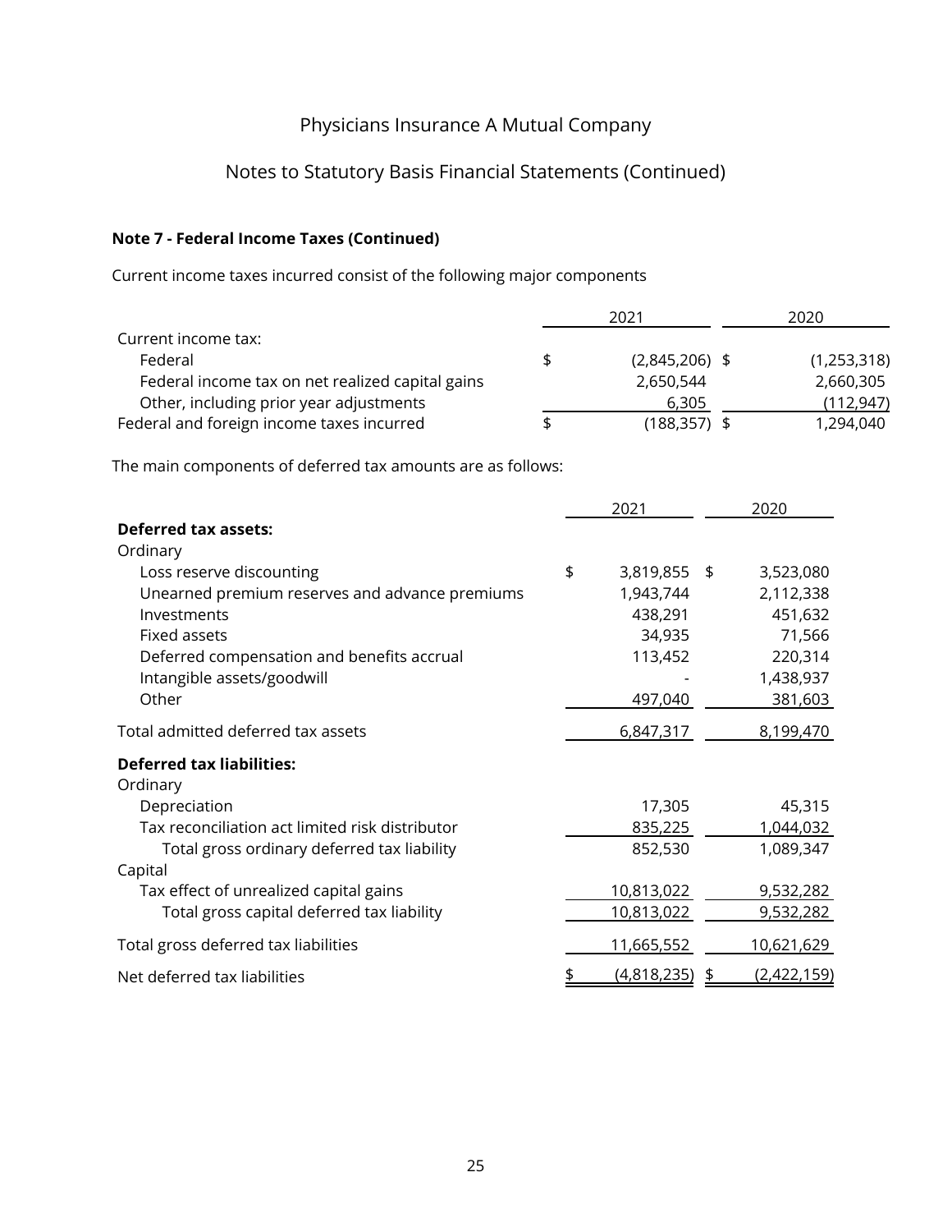Physicians Insurance A Mutual Company

Notes to Statutory Basis Financial Statements (Continued)

**Note 7 - Federal Income Taxes (Continued)**

Current income taxes incurred consist of the following major components

| | 2021 | 2020 |
|---|---|---|
| Current income tax: | | |
| Federal | $ (2,845,206) | $ (1,253,318) |
| Federal income tax on net realized capital gains | 2,650,544 | 2,660,305 |
| Other, including prior year adjustments | 6,305 | (112,947) |
| Federal and foreign income taxes incurred | $ (188,357) | $ 1,294,040 |

The main components of deferred tax amounts are as follows:

| | 2021 | 2020 |
|---|---|---|
| **Deferred tax assets:** | | |
| Ordinary | | |
| Loss reserve discounting | $ 3,819,855 | $ 3,523,080 |
| Unearned premium reserves and advance premiums | 1,943,744 | 2,112,338 |
| Investments | 438,291 | 451,632 |
| Fixed assets | 34,935 | 71,566 |
| Deferred compensation and benefits accrual | 113,452 | 220,314 |
| Intangible assets/goodwill | - | 1,438,937 |
| Other | 497,040 | 381,603 |
| Total admitted deferred tax assets | 6,847,317 | 8,199,470 |
| **Deferred tax liabilities:** | | |
| Ordinary | | |
| Depreciation | 17,305 | 45,315 |
| Tax reconciliation act limited risk distributor | 835,225 | 1,044,032 |
| Total gross ordinary deferred tax liability | 852,530 | 1,089,347 |
| Capital | | |
| Tax effect of unrealized capital gains | 10,813,022 | 9,532,282 |
| Total gross capital deferred tax liability | 10,813,022 | 9,532,282 |
| Total gross deferred tax liabilities | 11,665,552 | 10,621,629 |
| Net deferred tax liabilities | $ (4,818,235) | $ (2,422,159) |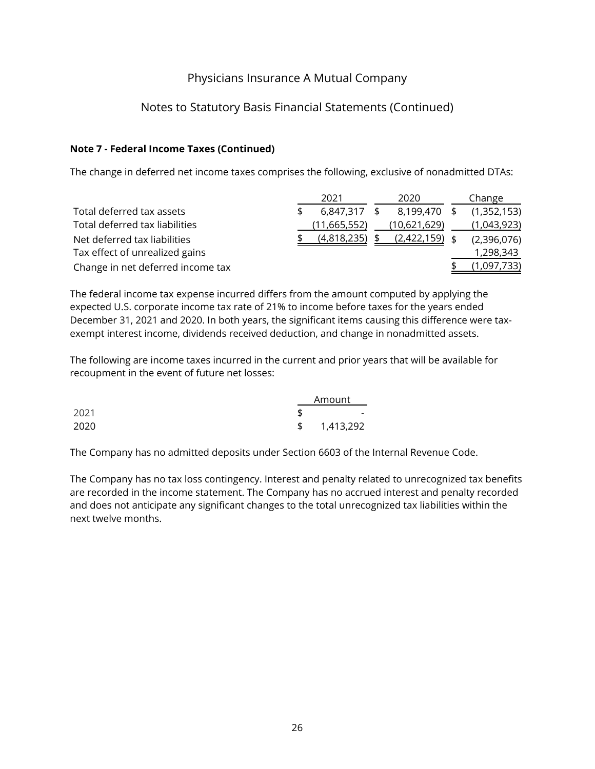Physicians Insurance A Mutual Company

Notes to Statutory Basis Financial Statements (Continued)

**Note 7 - Federal Income Taxes (Continued)**

The change in deferred net income taxes comprises the following, exclusive of nonadmitted DTAs:

| | 2021 | 2020 | Change |
|---|---|---|---|
| Total deferred tax assets | $ 6,847,317 | $ 8,199,470 | $ (1,352,153) |
| Total deferred tax liabilities | (11,665,552) | (10,621,629) | (1,043,923) |
| Net deferred tax liabilities | $ (4,818,235) | $ (2,422,159) | $ (2,396,076) |
| Tax effect of unrealized gains | | | 1,298,343 |
| Change in net deferred income tax | | | $ (1,097,733) |

The federal income tax expense incurred differs from the amount computed by applying the expected U.S. corporate income tax rate of 21% to income before taxes for the years ended December 31, 2021 and 2020. In both years, the significant items causing this difference were tax-exempt interest income, dividends received deduction, and change in nonadmitted assets.

The following are income taxes incurred in the current and prior years that will be available for recoupment in the event of future net losses:

| | Amount |
|---|---|
| 2021 | $ - |
| 2020 | $ 1,413,292 |

The Company has no admitted deposits under Section 6603 of the Internal Revenue Code.

The Company has no tax loss contingency. Interest and penalty related to unrecognized tax benefits are recorded in the income statement. The Company has no accrued interest and penalty recorded and does not anticipate any significant changes to the total unrecognized tax liabilities within the next twelve months.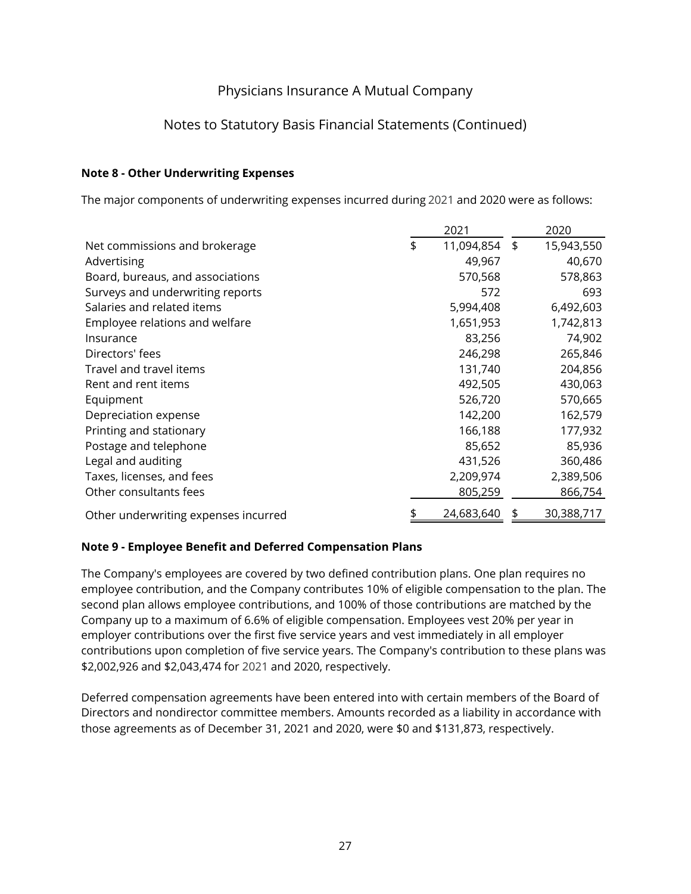Physicians Insurance A Mutual Company

Notes to Statutory Basis Financial Statements (Continued)

**Note 8 - Other Underwriting Expenses**

The major components of underwriting expenses incurred during 2021 and 2020 were as follows:

| | 2021 | 2020 |
|---|---|---|
| Net commissions and brokerage | $ 11,094,854 | $ 15,943,550 |
| Advertising | 49,967 | 40,670 |
| Board, bureaus, and associations | 570,568 | 578,863 |
| Surveys and underwriting reports | 572 | 693 |
| Salaries and related items | 5,994,408 | 6,492,603 |
| Employee relations and welfare | 1,651,953 | 1,742,813 |
| Insurance | 83,256 | 74,902 |
| Directors' fees | 246,298 | 265,846 |
| Travel and travel items | 131,740 | 204,856 |
| Rent and rent items | 492,505 | 430,063 |
| Equipment | 526,720 | 570,665 |
| Depreciation expense | 142,200 | 162,579 |
| Printing and stationary | 166,188 | 177,932 |
| Postage and telephone | 85,652 | 85,936 |
| Legal and auditing | 431,526 | 360,486 |
| Taxes, licenses, and fees | 2,209,974 | 2,389,506 |
| Other consultants fees | 805,259 | 866,754 |
| Other underwriting expenses incurred | $ 24,683,640 | $ 30,388,717 |

**Note 9 - Employee Benefit and Deferred Compensation Plans**

The Company's employees are covered by two defined contribution plans. One plan requires no employee contribution, and the Company contributes 10% of eligible compensation to the plan. The second plan allows employee contributions, and 100% of those contributions are matched by the Company up to a maximum of 6.6% of eligible compensation. Employees vest 20% per year in employer contributions over the first five service years and vest immediately in all employer contributions upon completion of five service years. The Company's contribution to these plans was $2,002,926 and $2,043,474 for 2021 and 2020, respectively.

Deferred compensation agreements have been entered into with certain members of the Board of Directors and nondirector committee members. Amounts recorded as a liability in accordance with those agreements as of December 31, 2021 and 2020, were $0 and $131,873, respectively.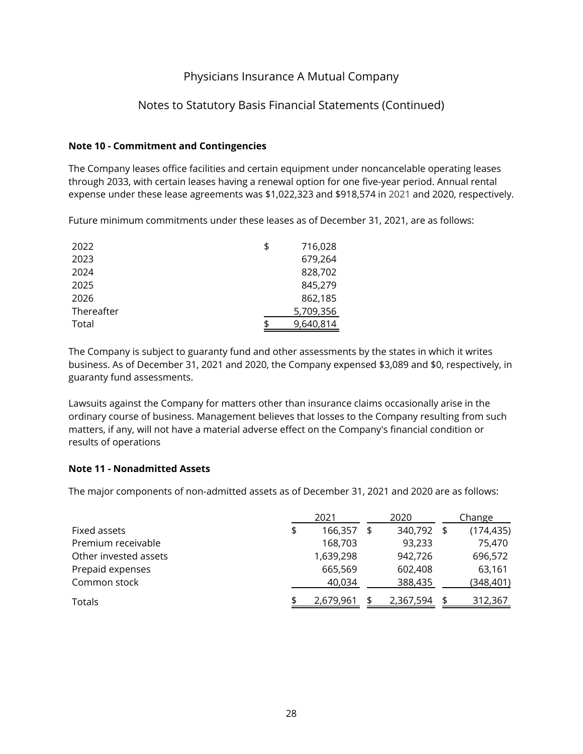# Physicians Insurance A Mutual Company

## Notes to Statutory Basis Financial Statements (Continued)

**Note 10 - Commitment and Contingencies**

The Company leases office facilities and certain equipment under noncancelable operating leases through 2033, with certain leases having a renewal option for one five-year period. Annual rental expense under these lease agreements was $1,022,323 and $918,574 in 2021 and 2020, respectively.

Future minimum commitments under these leases as of December 31, 2021, are as follows:

| | |
|---|---|
| 2022 | $ 716,028 |
| 2023 | 679,264 |
| 2024 | 828,702 |
| 2025 | 845,279 |
| 2026 | 862,185 |
| Thereafter | 5,709,356 |
| Total | $ 9,640,814 |

The Company is subject to guaranty fund and other assessments by the states in which it writes business. As of December 31, 2021 and 2020, the Company expensed $3,089 and $0, respectively, in guaranty fund assessments.

Lawsuits against the Company for matters other than insurance claims occasionally arise in the ordinary course of business. Management believes that losses to the Company resulting from such matters, if any, will not have a material adverse effect on the Company's financial condition or results of operations

**Note 11 - Nonadmitted Assets**

The major components of non-admitted assets as of December 31, 2021 and 2020 are as follows:

| | 2021 | 2020 | Change |
|---|---|---|---|
| Fixed assets | $ 166,357 | $ 340,792 | $ (174,435) |
| Premium receivable | 168,703 | 93,233 | 75,470 |
| Other invested assets | 1,639,298 | 942,726 | 696,572 |
| Prepaid expenses | 665,569 | 602,408 | 63,161 |
| Common stock | 40,034 | 388,435 | (348,401) |
| Totals | $ 2,679,961 | $ 2,367,594 | $ 312,367 |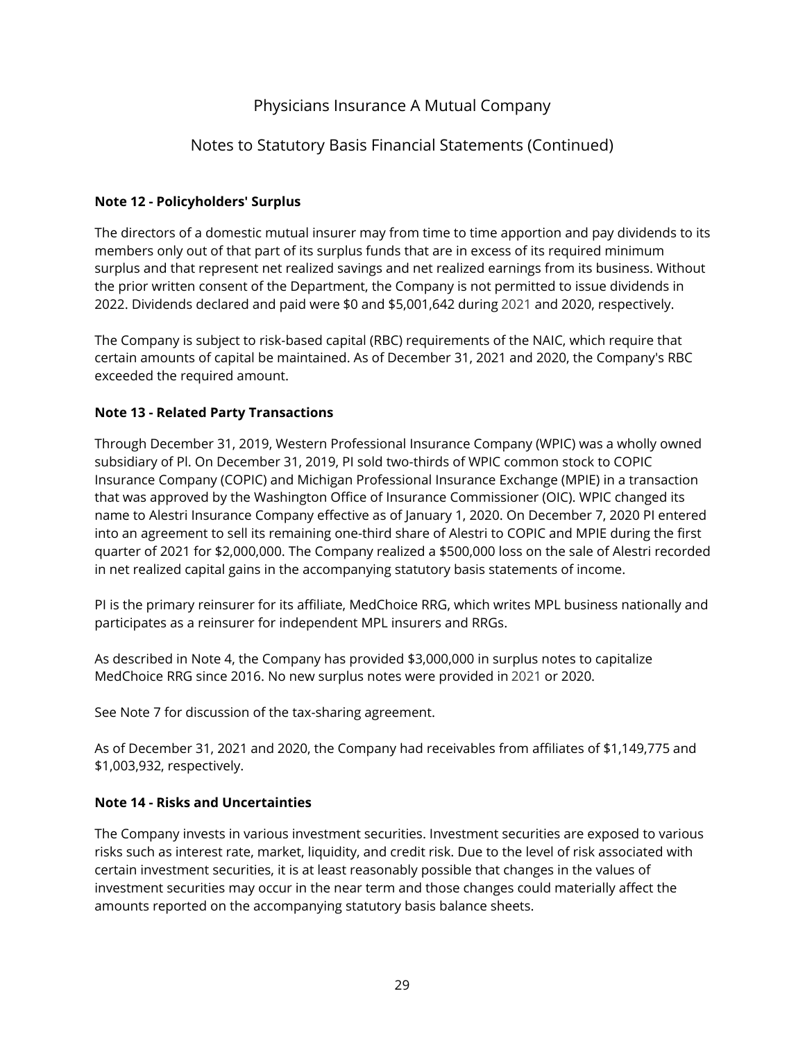## Note 12 - Policyholders' Surplus

The directors of a domestic mutual insurer may from time to time apportion and pay dividends to its members only out of that part of its surplus funds that are in excess of its required minimum surplus and that represent net realized savings and net realized earnings from its business. Without the prior written consent of the Department, the Company is not permitted to issue dividends in 2022. Dividends declared and paid were $0 and $5,001,642 during 2021 and 2020, respectively.

The Company is subject to risk-based capital (RBC) requirements of the NAIC, which require that certain amounts of capital be maintained. As of December 31, 2021 and 2020, the Company's RBC exceeded the required amount.

## Note 13 - Related Party Transactions

Through December 31, 2019, Western Professional Insurance Company (WPIC) was a wholly owned subsidiary of PI. On December 31, 2019, PI sold two-thirds of WPIC common stock to COPIC Insurance Company (COPIC) and Michigan Professional Insurance Exchange (MPIE) in a transaction that was approved by the Washington Office of Insurance Commissioner (OIC). WPIC changed its name to Alestri Insurance Company effective as of January 1, 2020. On December 7, 2020 PI entered into an agreement to sell its remaining one-third share of Alestri to COPIC and MPIE during the first quarter of 2021 for $2,000,000. The Company realized a $500,000 loss on the sale of Alestri recorded in net realized capital gains in the accompanying statutory basis statements of income.

PI is the primary reinsurer for its affiliate, MedChoice RRG, which writes MPL business nationally and participates as a reinsurer for independent MPL insurers and RRGs.

As described in Note 4, the Company has provided $3,000,000 in surplus notes to capitalize MedChoice RRG since 2016. No new surplus notes were provided in 2021 or 2020.

See Note 7 for discussion of the tax-sharing agreement.

As of December 31, 2021 and 2020, the Company had receivables from affiliates of $1,149,775 and $1,003,932, respectively.

## Note 14 - Risks and Uncertainties

The Company invests in various investment securities. Investment securities are exposed to various risks such as interest rate, market, liquidity, and credit risk. Due to the level of risk associated with certain investment securities, it is at least reasonably possible that changes in the values of investment securities may occur in the near term and those changes could materially affect the amounts reported on the accompanying statutory basis balance sheets.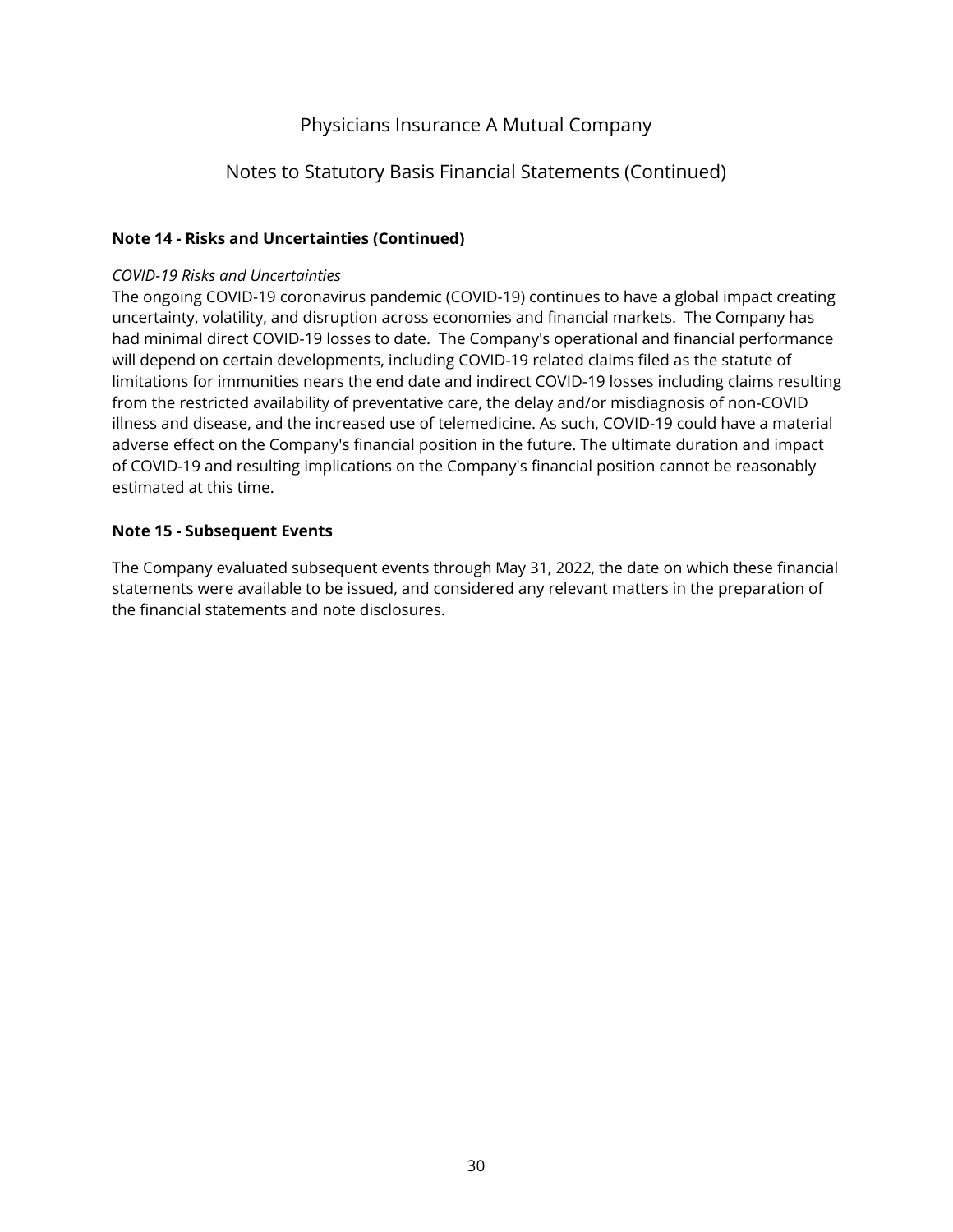## Note 14 - Risks and Uncertainties (Continued)

*COVID-19 Risks and Uncertainties*

The ongoing COVID-19 coronavirus pandemic (COVID-19) continues to have a global impact creating uncertainty, volatility, and disruption across economies and financial markets. The Company has had minimal direct COVID-19 losses to date. The Company's operational and financial performance will depend on certain developments, including COVID-19 related claims filed as the statute of limitations for immunities nears the end date and indirect COVID-19 losses including claims resulting from the restricted availability of preventative care, the delay and/or misdiagnosis of non-COVID illness and disease, and the increased use of telemedicine. As such, COVID-19 could have a material adverse effect on the Company's financial position in the future. The ultimate duration and impact of COVID-19 and resulting implications on the Company's financial position cannot be reasonably estimated at this time.

## Note 15 - Subsequent Events

The Company evaluated subsequent events through May 31, 2022, the date on which these financial statements were available to be issued, and considered any relevant matters in the preparation of the financial statements and note disclosures.